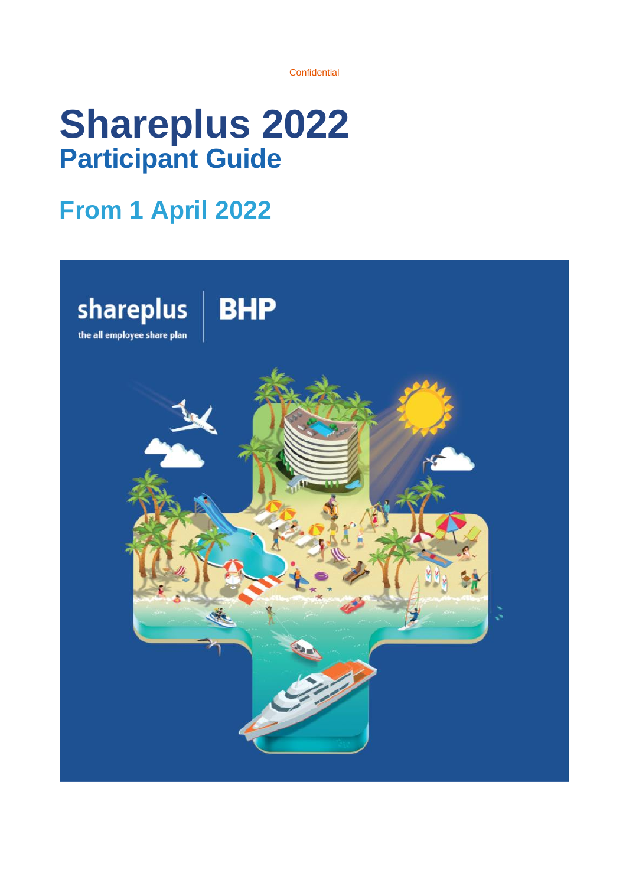Confidential

# Shareplus 2022
## Participant Guide

## From 1 April 2022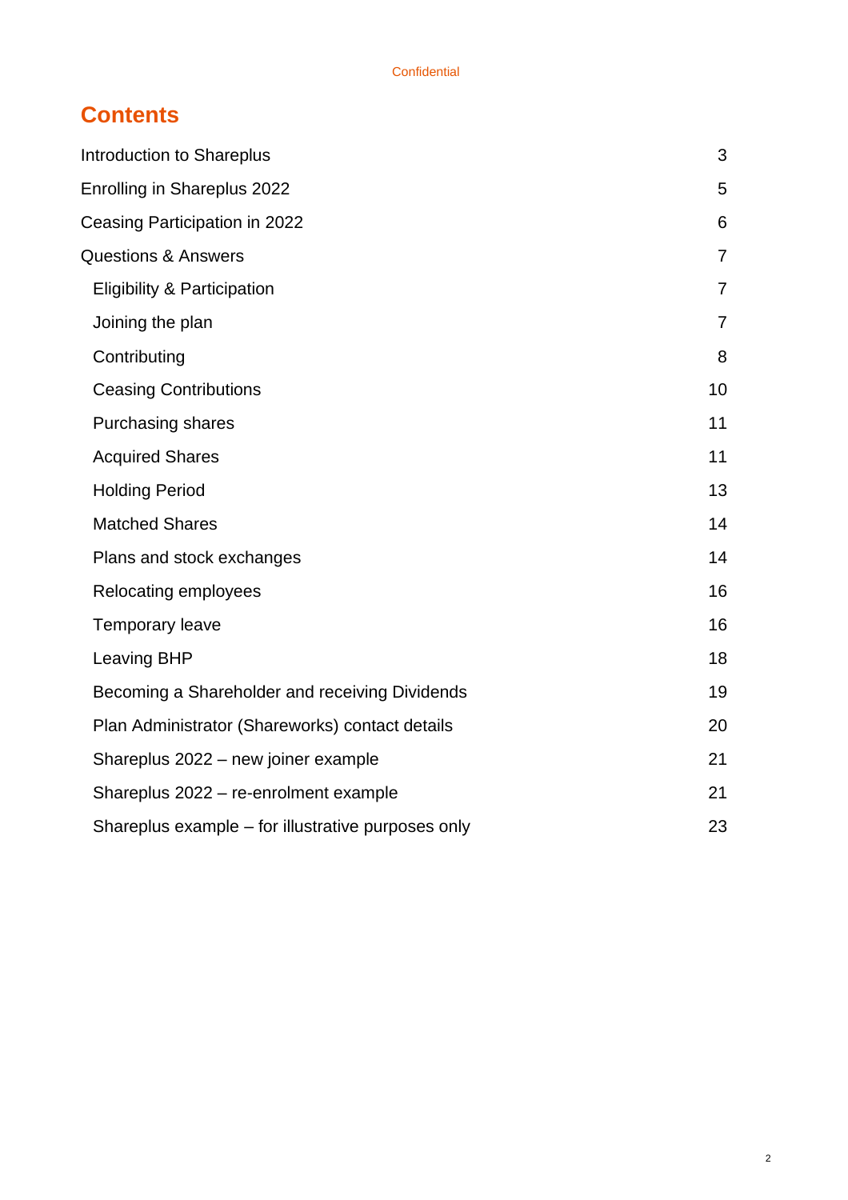## Contents

| | |
|---|---|
| Introduction to Shareplus | 3 |
| Enrolling in Shareplus 2022 | 5 |
| Ceasing Participation in 2022 | 6 |
| Questions & Answers | 7 |
| Eligibility & Participation | 7 |
| Joining the plan | 7 |
| Contributing | 8 |
| Ceasing Contributions | 10 |
| Purchasing shares | 11 |
| Acquired Shares | 11 |
| Holding Period | 13 |
| Matched Shares | 14 |
| Plans and stock exchanges | 14 |
| Relocating employees | 16 |
| Temporary leave | 16 |
| Leaving BHP | 18 |
| Becoming a Shareholder and receiving Dividends | 19 |
| Plan Administrator (Shareworks) contact details | 20 |
| Shareplus 2022 – new joiner example | 21 |
| Shareplus 2022 – re-enrolment example | 21 |
| Shareplus example – for illustrative purposes only | 23 |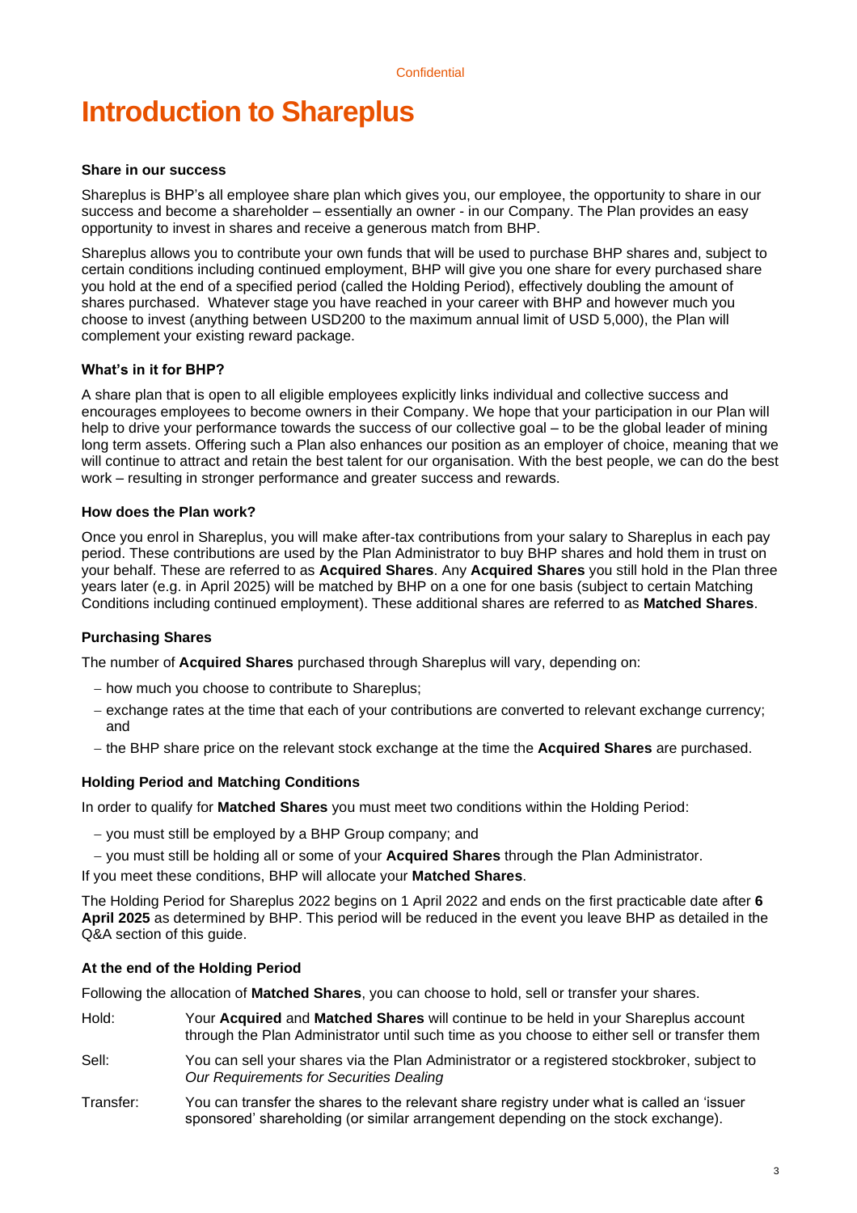# Introduction to Shareplus

### Share in our success

Shareplus is BHP's all employee share plan which gives you, our employee, the opportunity to share in our success and become a shareholder – essentially an owner - in our Company. The Plan provides an easy opportunity to invest in shares and receive a generous match from BHP.

Shareplus allows you to contribute your own funds that will be used to purchase BHP shares and, subject to certain conditions including continued employment, BHP will give you one share for every purchased share you hold at the end of a specified period (called the Holding Period), effectively doubling the amount of shares purchased. Whatever stage you have reached in your career with BHP and however much you choose to invest (anything between USD200 to the maximum annual limit of USD 5,000), the Plan will complement your existing reward package.

### What's in it for BHP?

A share plan that is open to all eligible employees explicitly links individual and collective success and encourages employees to become owners in their Company. We hope that your participation in our Plan will help to drive your performance towards the success of our collective goal – to be the global leader of mining long term assets. Offering such a Plan also enhances our position as an employer of choice, meaning that we will continue to attract and retain the best talent for our organisation. With the best people, we can do the best work – resulting in stronger performance and greater success and rewards.

### How does the Plan work?

Once you enrol in Shareplus, you will make after-tax contributions from your salary to Shareplus in each pay period. These contributions are used by the Plan Administrator to buy BHP shares and hold them in trust on your behalf. These are referred to as **Acquired Shares**. Any **Acquired Shares** you still hold in the Plan three years later (e.g. in April 2025) will be matched by BHP on a one for one basis (subject to certain Matching Conditions including continued employment). These additional shares are referred to as **Matched Shares**.

### Purchasing Shares

The number of **Acquired Shares** purchased through Shareplus will vary, depending on:

- how much you choose to contribute to Shareplus;
- exchange rates at the time that each of your contributions are converted to relevant exchange currency; and
- the BHP share price on the relevant stock exchange at the time the **Acquired Shares** are purchased.

### Holding Period and Matching Conditions

In order to qualify for **Matched Shares** you must meet two conditions within the Holding Period:

- you must still be employed by a BHP Group company; and
- you must still be holding all or some of your **Acquired Shares** through the Plan Administrator.

If you meet these conditions, BHP will allocate your **Matched Shares**.

The Holding Period for Shareplus 2022 begins on 1 April 2022 and ends on the first practicable date after **6 April 2025** as determined by BHP. This period will be reduced in the event you leave BHP as detailed in the Q&A section of this guide.

### At the end of the Holding Period

Following the allocation of **Matched Shares**, you can choose to hold, sell or transfer your shares.

| | |
|---|---|
| Hold: | Your **Acquired** and **Matched Shares** will continue to be held in your Shareplus account through the Plan Administrator until such time as you choose to either sell or transfer them |
| Sell: | You can sell your shares via the Plan Administrator or a registered stockbroker, subject to *Our Requirements for Securities Dealing* |
| Transfer: | You can transfer the shares to the relevant share registry under what is called an 'issuer sponsored' shareholding (or similar arrangement depending on the stock exchange). |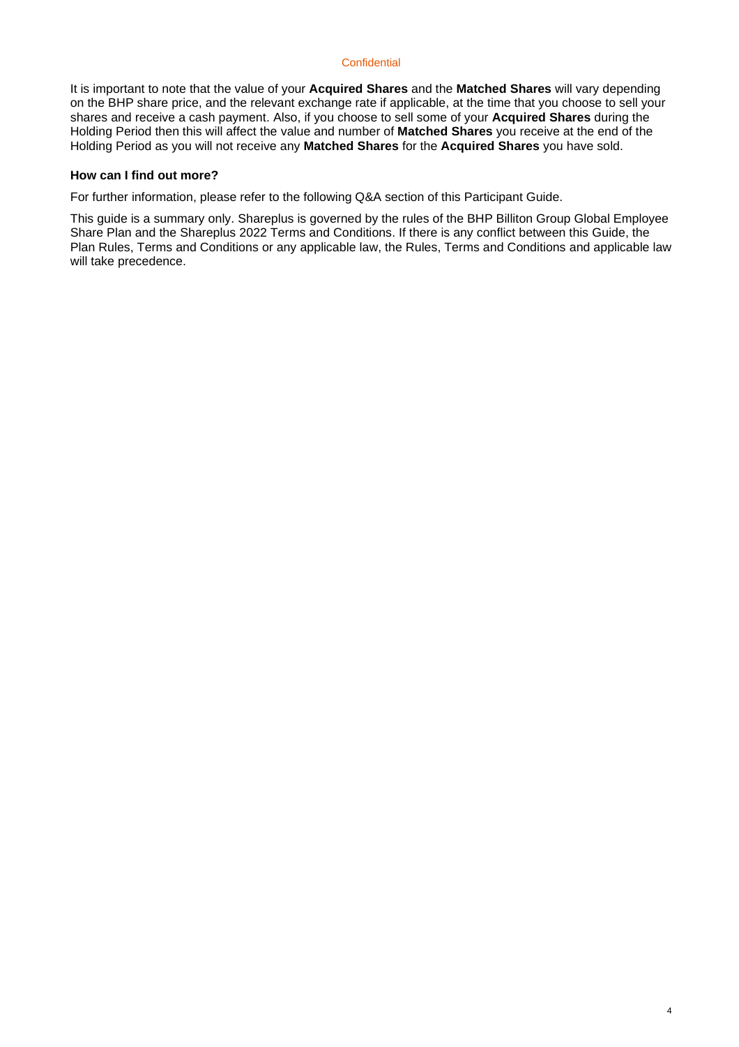It is important to note that the value of your **Acquired Shares** and the **Matched Shares** will vary depending on the BHP share price, and the relevant exchange rate if applicable, at the time that you choose to sell your shares and receive a cash payment. Also, if you choose to sell some of your **Acquired Shares** during the Holding Period then this will affect the value and number of **Matched Shares** you receive at the end of the Holding Period as you will not receive any **Matched Shares** for the **Acquired Shares** you have sold.

**How can I find out more?**

For further information, please refer to the following Q&A section of this Participant Guide.

This guide is a summary only. Shareplus is governed by the rules of the BHP Billiton Group Global Employee Share Plan and the Shareplus 2022 Terms and Conditions. If there is any conflict between this Guide, the Plan Rules, Terms and Conditions or any applicable law, the Rules, Terms and Conditions and applicable law will take precedence.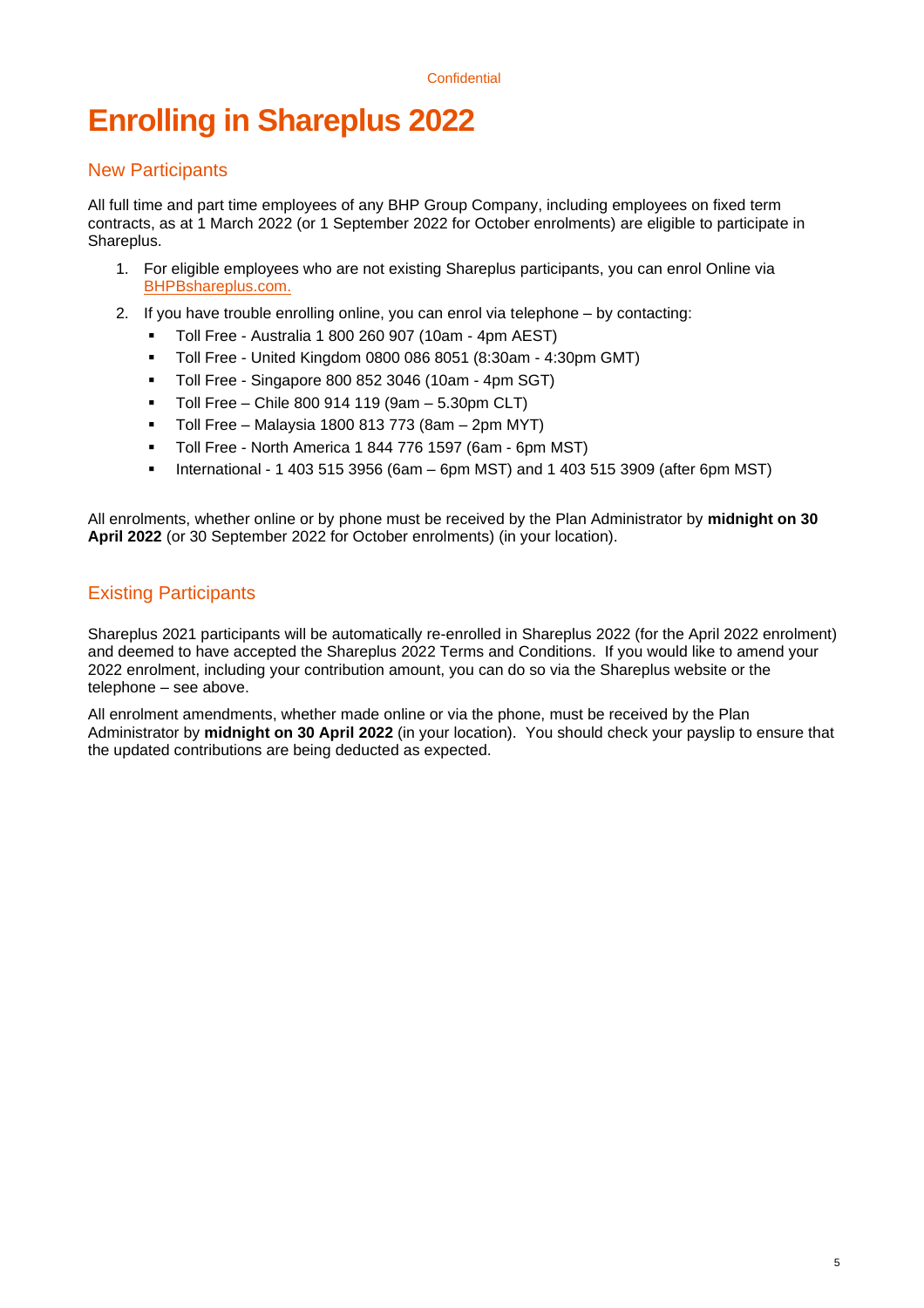# Enrolling in Shareplus 2022

## New Participants

All full time and part time employees of any BHP Group Company, including employees on fixed term contracts, as at 1 March 2022 (or 1 September 2022 for October enrolments) are eligible to participate in Shareplus.

1. For eligible employees who are not existing Shareplus participants, you can enrol Online via BHPBshareplus.com.
2. If you have trouble enrolling online, you can enrol via telephone – by contacting:
   - Toll Free - Australia 1 800 260 907 (10am - 4pm AEST)
   - Toll Free - United Kingdom 0800 086 8051 (8:30am - 4:30pm GMT)
   - Toll Free - Singapore 800 852 3046 (10am - 4pm SGT)
   - Toll Free – Chile 800 914 119 (9am – 5.30pm CLT)
   - Toll Free – Malaysia 1800 813 773 (8am – 2pm MYT)
   - Toll Free - North America 1 844 776 1597 (6am - 6pm MST)
   - International - 1 403 515 3956 (6am – 6pm MST) and 1 403 515 3909 (after 6pm MST)

All enrolments, whether online or by phone must be received by the Plan Administrator by **midnight on 30 April 2022** (or 30 September 2022 for October enrolments) (in your location).

## Existing Participants

Shareplus 2021 participants will be automatically re-enrolled in Shareplus 2022 (for the April 2022 enrolment) and deemed to have accepted the Shareplus 2022 Terms and Conditions. If you would like to amend your 2022 enrolment, including your contribution amount, you can do so via the Shareplus website or the telephone – see above.

All enrolment amendments, whether made online or via the phone, must be received by the Plan Administrator by **midnight on 30 April 2022** (in your location). You should check your payslip to ensure that the updated contributions are being deducted as expected.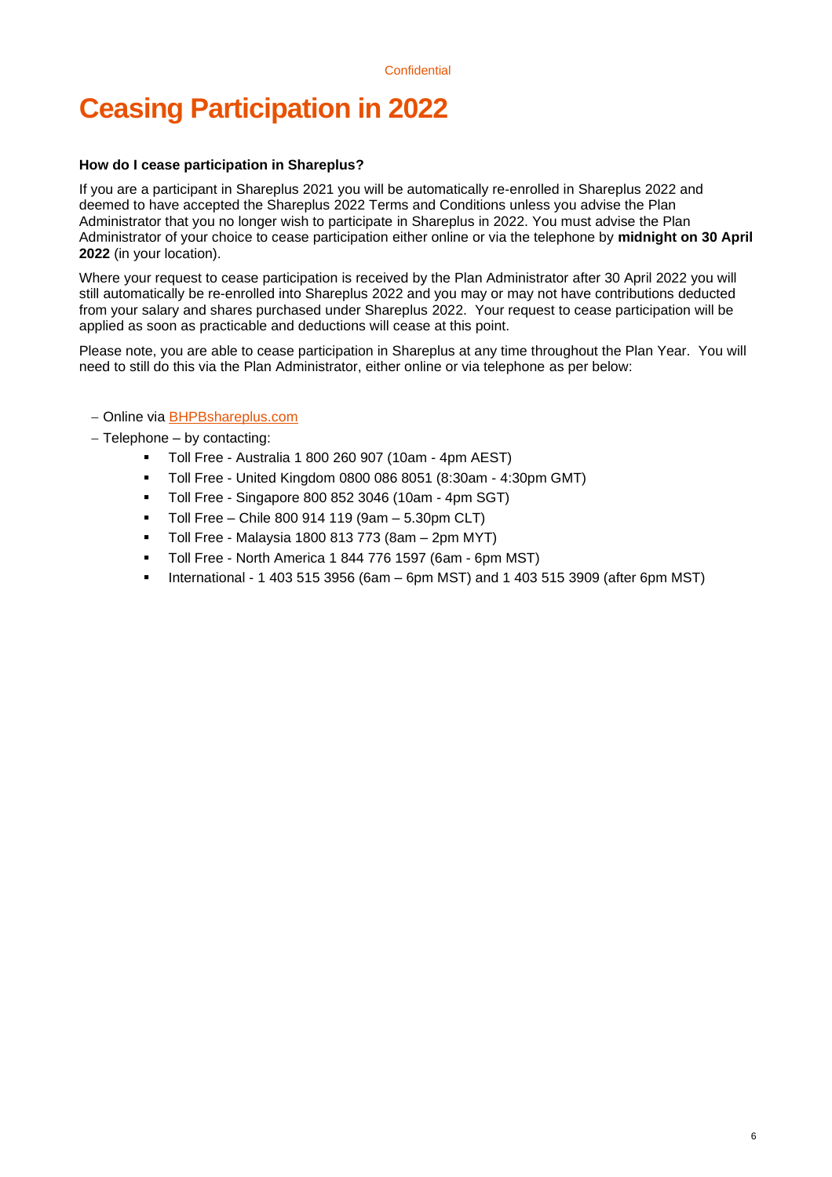# Ceasing Participation in 2022

**How do I cease participation in Shareplus?**

If you are a participant in Shareplus 2021 you will be automatically re-enrolled in Shareplus 2022 and deemed to have accepted the Shareplus 2022 Terms and Conditions unless you advise the Plan Administrator that you no longer wish to participate in Shareplus in 2022. You must advise the Plan Administrator of your choice to cease participation either online or via the telephone by **midnight on 30 April 2022** (in your location).

Where your request to cease participation is received by the Plan Administrator after 30 April 2022 you will still automatically be re-enrolled into Shareplus 2022 and you may or may not have contributions deducted from your salary and shares purchased under Shareplus 2022. Your request to cease participation will be applied as soon as practicable and deductions will cease at this point.

Please note, you are able to cease participation in Shareplus at any time throughout the Plan Year. You will need to still do this via the Plan Administrator, either online or via telephone as per below:

- Online via [BHPBshareplus.com](BHPBshareplus.com)
- Telephone – by contacting:
  - Toll Free - Australia 1 800 260 907 (10am - 4pm AEST)
  - Toll Free - United Kingdom 0800 086 8051 (8:30am - 4:30pm GMT)
  - Toll Free - Singapore 800 852 3046 (10am - 4pm SGT)
  - Toll Free – Chile 800 914 119 (9am – 5.30pm CLT)
  - Toll Free - Malaysia 1800 813 773 (8am – 2pm MYT)
  - Toll Free - North America 1 844 776 1597 (6am - 6pm MST)
  - International - 1 403 515 3956 (6am – 6pm MST) and 1 403 515 3909 (after 6pm MST)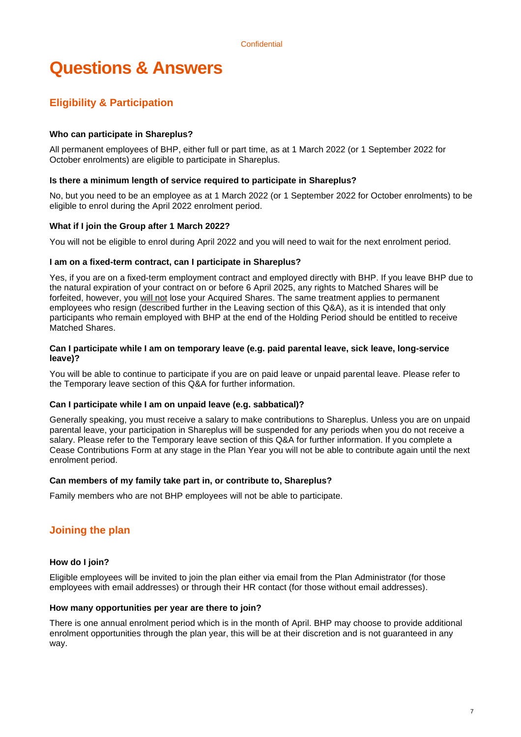# Questions & Answers

## Eligibility & Participation

**Who can participate in Shareplus?**

All permanent employees of BHP, either full or part time, as at 1 March 2022 (or 1 September 2022 for October enrolments) are eligible to participate in Shareplus.

**Is there a minimum length of service required to participate in Shareplus?**

No, but you need to be an employee as at 1 March 2022 (or 1 September 2022 for October enrolments) to be eligible to enrol during the April 2022 enrolment period.

**What if I join the Group after 1 March 2022?**

You will not be eligible to enrol during April 2022 and you will need to wait for the next enrolment period.

**I am on a fixed-term contract, can I participate in Shareplus?**

Yes, if you are on a fixed-term employment contract and employed directly with BHP. If you leave BHP due to the natural expiration of your contract on or before 6 April 2025, any rights to Matched Shares will be forfeited, however, you <u>will not</u> lose your Acquired Shares. The same treatment applies to permanent employees who resign (described further in the Leaving section of this Q&A), as it is intended that only participants who remain employed with BHP at the end of the Holding Period should be entitled to receive Matched Shares.

**Can I participate while I am on temporary leave (e.g. paid parental leave, sick leave, long-service leave)?**

You will be able to continue to participate if you are on paid leave or unpaid parental leave. Please refer to the Temporary leave section of this Q&A for further information.

**Can I participate while I am on unpaid leave (e.g. sabbatical)?**

Generally speaking, you must receive a salary to make contributions to Shareplus. Unless you are on unpaid parental leave, your participation in Shareplus will be suspended for any periods when you do not receive a salary. Please refer to the Temporary leave section of this Q&A for further information. If you complete a Cease Contributions Form at any stage in the Plan Year you will not be able to contribute again until the next enrolment period.

**Can members of my family take part in, or contribute to, Shareplus?**

Family members who are not BHP employees will not be able to participate.

## Joining the plan

**How do I join?**

Eligible employees will be invited to join the plan either via email from the Plan Administrator (for those employees with email addresses) or through their HR contact (for those without email addresses).

**How many opportunities per year are there to join?**

There is one annual enrolment period which is in the month of April. BHP may choose to provide additional enrolment opportunities through the plan year, this will be at their discretion and is not guaranteed in any way.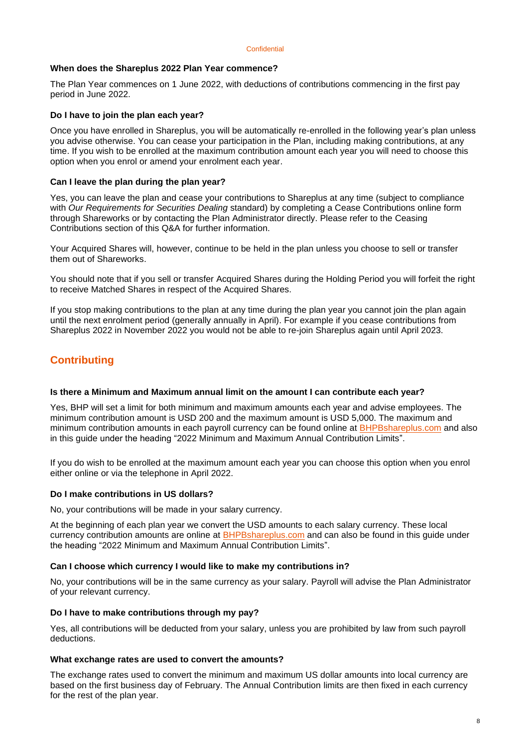**When does the Shareplus 2022 Plan Year commence?**

The Plan Year commences on 1 June 2022, with deductions of contributions commencing in the first pay period in June 2022.

**Do I have to join the plan each year?**

Once you have enrolled in Shareplus, you will be automatically re-enrolled in the following year's plan unless you advise otherwise. You can cease your participation in the Plan, including making contributions, at any time. If you wish to be enrolled at the maximum contribution amount each year you will need to choose this option when you enrol or amend your enrolment each year.

**Can I leave the plan during the plan year?**

Yes, you can leave the plan and cease your contributions to Shareplus at any time (subject to compliance with *Our Requirements for Securities Dealing* standard) by completing a Cease Contributions online form through Shareworks or by contacting the Plan Administrator directly. Please refer to the Ceasing Contributions section of this Q&A for further information.

Your Acquired Shares will, however, continue to be held in the plan unless you choose to sell or transfer them out of Shareworks.

You should note that if you sell or transfer Acquired Shares during the Holding Period you will forfeit the right to receive Matched Shares in respect of the Acquired Shares.

If you stop making contributions to the plan at any time during the plan year you cannot join the plan again until the next enrolment period (generally annually in April). For example if you cease contributions from Shareplus 2022 in November 2022 you would not be able to re-join Shareplus again until April 2023.

## Contributing

**Is there a Minimum and Maximum annual limit on the amount I can contribute each year?**

Yes, BHP will set a limit for both minimum and maximum amounts each year and advise employees. The minimum contribution amount is USD 200 and the maximum amount is USD 5,000. The maximum and minimum contribution amounts in each payroll currency can be found online at BHPBshareplus.com and also in this guide under the heading "2022 Minimum and Maximum Annual Contribution Limits".

If you do wish to be enrolled at the maximum amount each year you can choose this option when you enrol either online or via the telephone in April 2022.

**Do I make contributions in US dollars?**

No, your contributions will be made in your salary currency.

At the beginning of each plan year we convert the USD amounts to each salary currency. These local currency contribution amounts are online at BHPBshareplus.com and can also be found in this guide under the heading "2022 Minimum and Maximum Annual Contribution Limits".

**Can I choose which currency I would like to make my contributions in?**

No, your contributions will be in the same currency as your salary. Payroll will advise the Plan Administrator of your relevant currency.

**Do I have to make contributions through my pay?**

Yes, all contributions will be deducted from your salary, unless you are prohibited by law from such payroll deductions.

**What exchange rates are used to convert the amounts?**

The exchange rates used to convert the minimum and maximum US dollar amounts into local currency are based on the first business day of February. The Annual Contribution limits are then fixed in each currency for the rest of the plan year.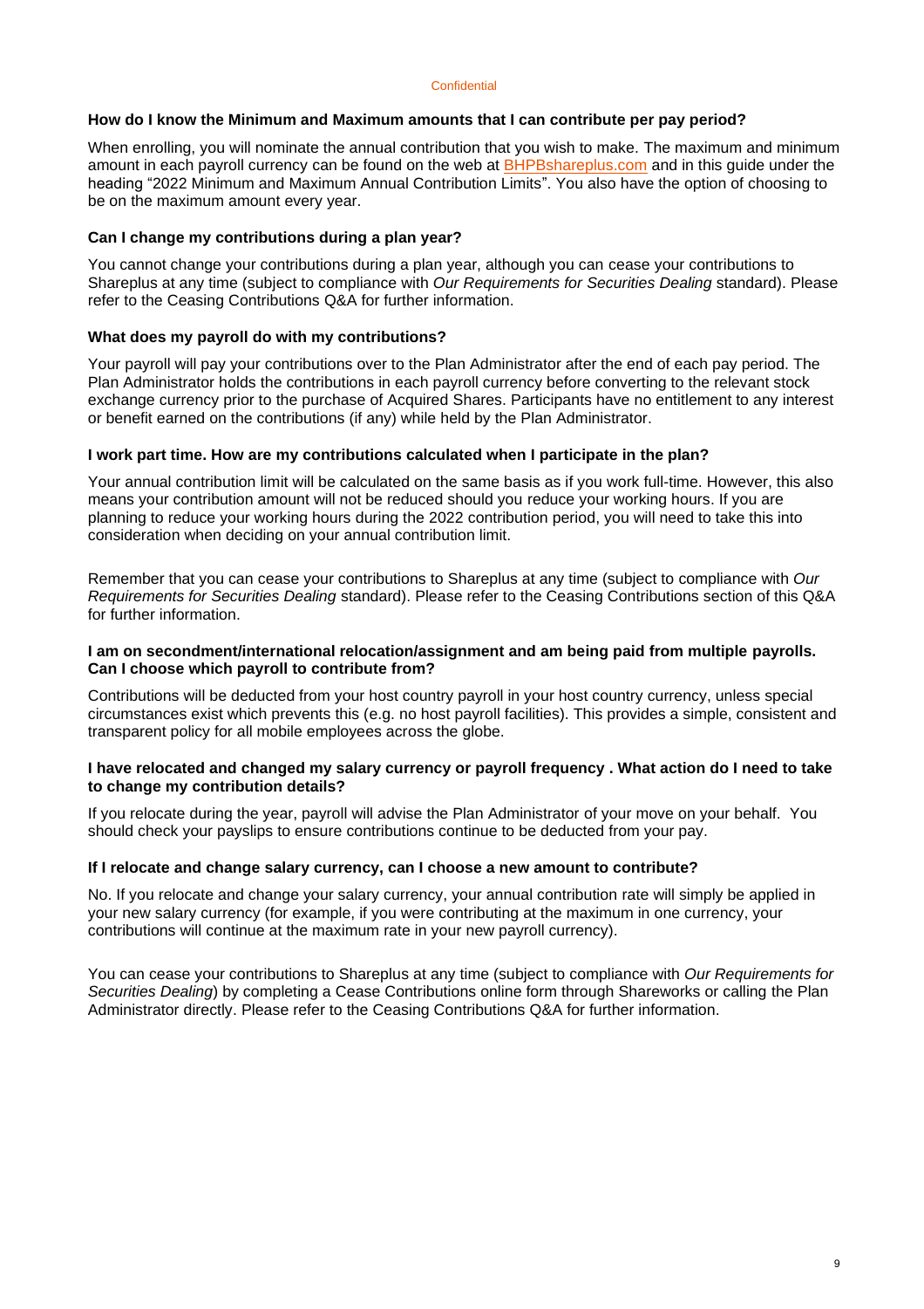### How do I know the Minimum and Maximum amounts that I can contribute per pay period?

When enrolling, you will nominate the annual contribution that you wish to make. The maximum and minimum amount in each payroll currency can be found on the web at [BHPBshareplus.com](BHPBshareplus.com) and in this guide under the heading "2022 Minimum and Maximum Annual Contribution Limits". You also have the option of choosing to be on the maximum amount every year.

### Can I change my contributions during a plan year?

You cannot change your contributions during a plan year, although you can cease your contributions to Shareplus at any time (subject to compliance with *Our Requirements for Securities Dealing* standard). Please refer to the Ceasing Contributions Q&A for further information.

### What does my payroll do with my contributions?

Your payroll will pay your contributions over to the Plan Administrator after the end of each pay period. The Plan Administrator holds the contributions in each payroll currency before converting to the relevant stock exchange currency prior to the purchase of Acquired Shares. Participants have no entitlement to any interest or benefit earned on the contributions (if any) while held by the Plan Administrator.

### I work part time. How are my contributions calculated when I participate in the plan?

Your annual contribution limit will be calculated on the same basis as if you work full-time. However, this also means your contribution amount will not be reduced should you reduce your working hours. If you are planning to reduce your working hours during the 2022 contribution period, you will need to take this into consideration when deciding on your annual contribution limit.

Remember that you can cease your contributions to Shareplus at any time (subject to compliance with *Our Requirements for Securities Dealing* standard). Please refer to the Ceasing Contributions section of this Q&A for further information.

### I am on secondment/international relocation/assignment and am being paid from multiple payrolls. Can I choose which payroll to contribute from?

Contributions will be deducted from your host country payroll in your host country currency, unless special circumstances exist which prevents this (e.g. no host payroll facilities). This provides a simple, consistent and transparent policy for all mobile employees across the globe.

### I have relocated and changed my salary currency or payroll frequency . What action do I need to take to change my contribution details?

If you relocate during the year, payroll will advise the Plan Administrator of your move on your behalf. You should check your payslips to ensure contributions continue to be deducted from your pay.

### If I relocate and change salary currency, can I choose a new amount to contribute?

No. If you relocate and change your salary currency, your annual contribution rate will simply be applied in your new salary currency (for example, if you were contributing at the maximum in one currency, your contributions will continue at the maximum rate in your new payroll currency).

You can cease your contributions to Shareplus at any time (subject to compliance with *Our Requirements for Securities Dealing*) by completing a Cease Contributions online form through Shareworks or calling the Plan Administrator directly. Please refer to the Ceasing Contributions Q&A for further information.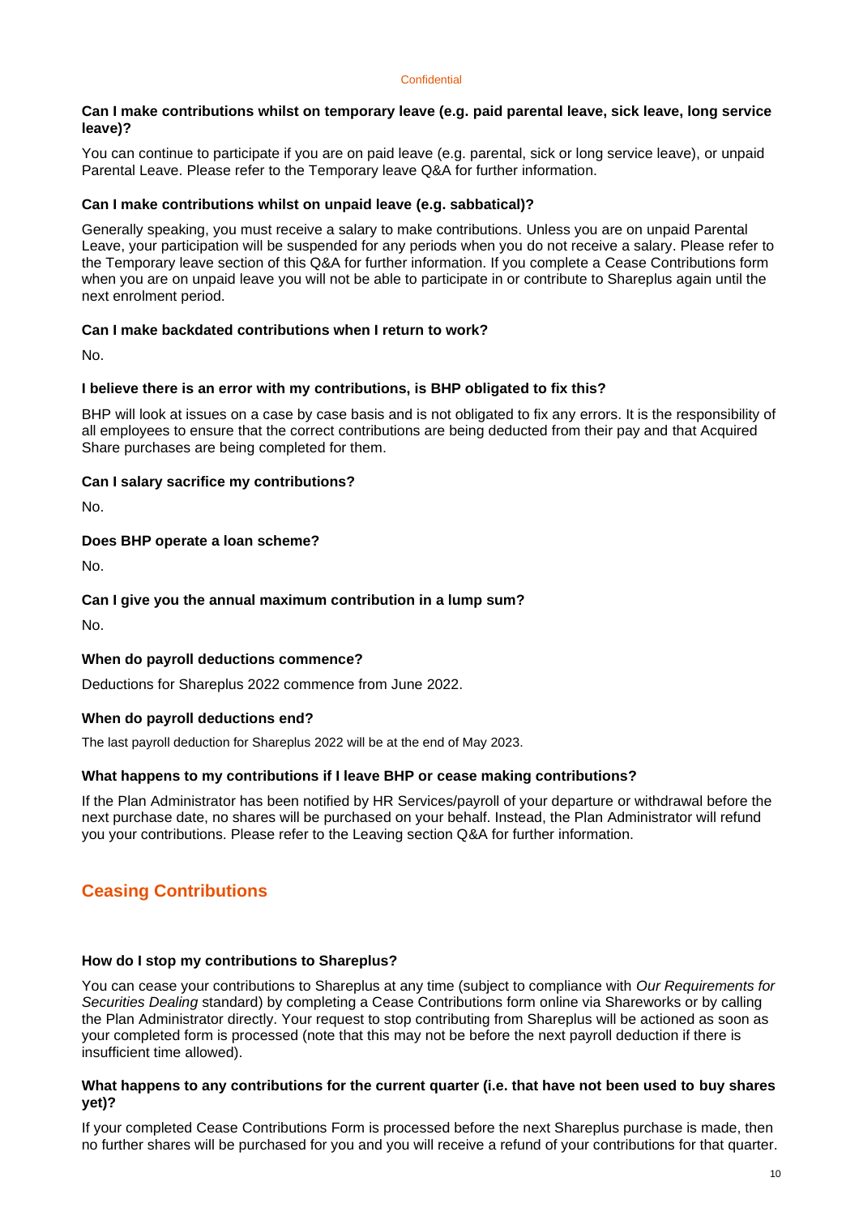**Can I make contributions whilst on temporary leave (e.g. paid parental leave, sick leave, long service leave)?**

You can continue to participate if you are on paid leave (e.g. parental, sick or long service leave), or unpaid Parental Leave. Please refer to the Temporary leave Q&A for further information.

**Can I make contributions whilst on unpaid leave (e.g. sabbatical)?**

Generally speaking, you must receive a salary to make contributions. Unless you are on unpaid Parental Leave, your participation will be suspended for any periods when you do not receive a salary. Please refer to the Temporary leave section of this Q&A for further information. If you complete a Cease Contributions form when you are on unpaid leave you will not be able to participate in or contribute to Shareplus again until the next enrolment period.

**Can I make backdated contributions when I return to work?**

No.

**I believe there is an error with my contributions, is BHP obligated to fix this?**

BHP will look at issues on a case by case basis and is not obligated to fix any errors. It is the responsibility of all employees to ensure that the correct contributions are being deducted from their pay and that Acquired Share purchases are being completed for them.

**Can I salary sacrifice my contributions?**

No.

**Does BHP operate a loan scheme?**

No.

**Can I give you the annual maximum contribution in a lump sum?**

No.

**When do payroll deductions commence?**

Deductions for Shareplus 2022 commence from June 2022.

**When do payroll deductions end?**

The last payroll deduction for Shareplus 2022 will be at the end of May 2023.

**What happens to my contributions if I leave BHP or cease making contributions?**

If the Plan Administrator has been notified by HR Services/payroll of your departure or withdrawal before the next purchase date, no shares will be purchased on your behalf. Instead, the Plan Administrator will refund you your contributions. Please refer to the Leaving section Q&A for further information.

## Ceasing Contributions

**How do I stop my contributions to Shareplus?**

You can cease your contributions to Shareplus at any time (subject to compliance with *Our Requirements for Securities Dealing* standard) by completing a Cease Contributions form online via Shareworks or by calling the Plan Administrator directly. Your request to stop contributing from Shareplus will be actioned as soon as your completed form is processed (note that this may not be before the next payroll deduction if there is insufficient time allowed).

**What happens to any contributions for the current quarter (i.e. that have not been used to buy shares yet)?**

If your completed Cease Contributions Form is processed before the next Shareplus purchase is made, then no further shares will be purchased for you and you will receive a refund of your contributions for that quarter.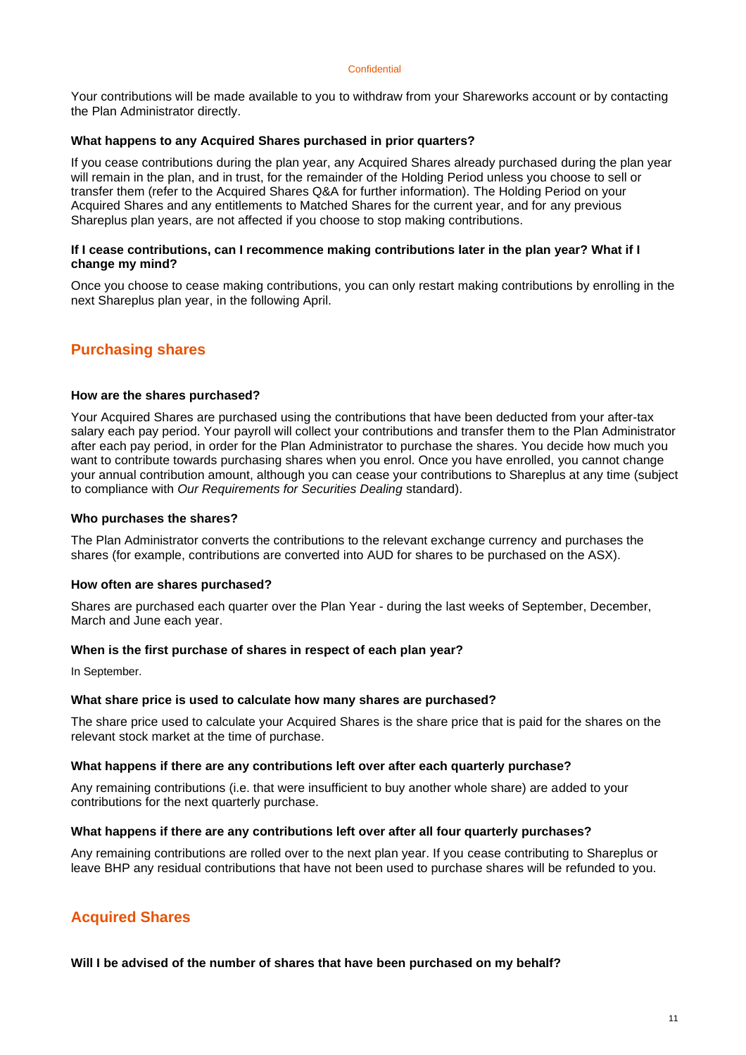Your contributions will be made available to you to withdraw from your Shareworks account or by contacting the Plan Administrator directly.

**What happens to any Acquired Shares purchased in prior quarters?**

If you cease contributions during the plan year, any Acquired Shares already purchased during the plan year will remain in the plan, and in trust, for the remainder of the Holding Period unless you choose to sell or transfer them (refer to the Acquired Shares Q&A for further information). The Holding Period on your Acquired Shares and any entitlements to Matched Shares for the current year, and for any previous Shareplus plan years, are not affected if you choose to stop making contributions.

**If I cease contributions, can I recommence making contributions later in the plan year? What if I change my mind?**

Once you choose to cease making contributions, you can only restart making contributions by enrolling in the next Shareplus plan year, in the following April.

## Purchasing shares

**How are the shares purchased?**

Your Acquired Shares are purchased using the contributions that have been deducted from your after-tax salary each pay period. Your payroll will collect your contributions and transfer them to the Plan Administrator after each pay period, in order for the Plan Administrator to purchase the shares. You decide how much you want to contribute towards purchasing shares when you enrol. Once you have enrolled, you cannot change your annual contribution amount, although you can cease your contributions to Shareplus at any time (subject to compliance with *Our Requirements for Securities Dealing* standard).

**Who purchases the shares?**

The Plan Administrator converts the contributions to the relevant exchange currency and purchases the shares (for example, contributions are converted into AUD for shares to be purchased on the ASX).

**How often are shares purchased?**

Shares are purchased each quarter over the Plan Year - during the last weeks of September, December, March and June each year.

**When is the first purchase of shares in respect of each plan year?**

In September.

**What share price is used to calculate how many shares are purchased?**

The share price used to calculate your Acquired Shares is the share price that is paid for the shares on the relevant stock market at the time of purchase.

**What happens if there are any contributions left over after each quarterly purchase?**

Any remaining contributions (i.e. that were insufficient to buy another whole share) are added to your contributions for the next quarterly purchase.

**What happens if there are any contributions left over after all four quarterly purchases?**

Any remaining contributions are rolled over to the next plan year. If you cease contributing to Shareplus or leave BHP any residual contributions that have not been used to purchase shares will be refunded to you.

## Acquired Shares

**Will I be advised of the number of shares that have been purchased on my behalf?**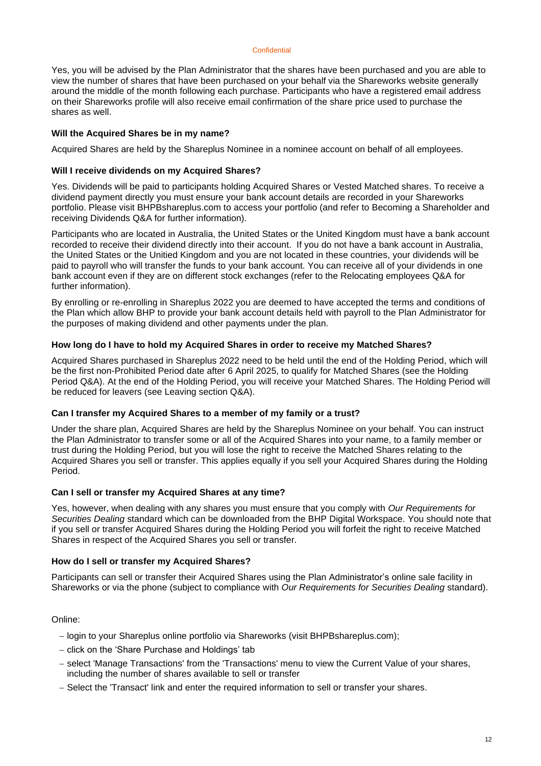Yes, you will be advised by the Plan Administrator that the shares have been purchased and you are able to view the number of shares that have been purchased on your behalf via the Shareworks website generally around the middle of the month following each purchase. Participants who have a registered email address on their Shareworks profile will also receive email confirmation of the share price used to purchase the shares as well.

**Will the Acquired Shares be in my name?**

Acquired Shares are held by the Shareplus Nominee in a nominee account on behalf of all employees.

**Will I receive dividends on my Acquired Shares?**

Yes. Dividends will be paid to participants holding Acquired Shares or Vested Matched shares. To receive a dividend payment directly you must ensure your bank account details are recorded in your Shareworks portfolio. Please visit BHPBshareplus.com to access your portfolio (and refer to Becoming a Shareholder and receiving Dividends Q&A for further information).

Participants who are located in Australia, the United States or the United Kingdom must have a bank account recorded to receive their dividend directly into their account. If you do not have a bank account in Australia, the United States or the Unitied Kingdom and you are not located in these countries, your dividends will be paid to payroll who will transfer the funds to your bank account. You can receive all of your dividends in one bank account even if they are on different stock exchanges (refer to the Relocating employees Q&A for further information).

By enrolling or re-enrolling in Shareplus 2022 you are deemed to have accepted the terms and conditions of the Plan which allow BHP to provide your bank account details held with payroll to the Plan Administrator for the purposes of making dividend and other payments under the plan.

**How long do I have to hold my Acquired Shares in order to receive my Matched Shares?**

Acquired Shares purchased in Shareplus 2022 need to be held until the end of the Holding Period, which will be the first non-Prohibited Period date after 6 April 2025, to qualify for Matched Shares (see the Holding Period Q&A). At the end of the Holding Period, you will receive your Matched Shares. The Holding Period will be reduced for leavers (see Leaving section Q&A).

**Can I transfer my Acquired Shares to a member of my family or a trust?**

Under the share plan, Acquired Shares are held by the Shareplus Nominee on your behalf. You can instruct the Plan Administrator to transfer some or all of the Acquired Shares into your name, to a family member or trust during the Holding Period, but you will lose the right to receive the Matched Shares relating to the Acquired Shares you sell or transfer. This applies equally if you sell your Acquired Shares during the Holding Period.

**Can I sell or transfer my Acquired Shares at any time?**

Yes, however, when dealing with any shares you must ensure that you comply with *Our Requirements for Securities Dealing* standard which can be downloaded from the BHP Digital Workspace. You should note that if you sell or transfer Acquired Shares during the Holding Period you will forfeit the right to receive Matched Shares in respect of the Acquired Shares you sell or transfer.

**How do I sell or transfer my Acquired Shares?**

Participants can sell or transfer their Acquired Shares using the Plan Administrator's online sale facility in Shareworks or via the phone (subject to compliance with *Our Requirements for Securities Dealing* standard).

Online:

- login to your Shareplus online portfolio via Shareworks (visit BHPBshareplus.com);
- click on the 'Share Purchase and Holdings' tab
- select 'Manage Transactions' from the 'Transactions' menu to view the Current Value of your shares, including the number of shares available to sell or transfer
- Select the 'Transact' link and enter the required information to sell or transfer your shares.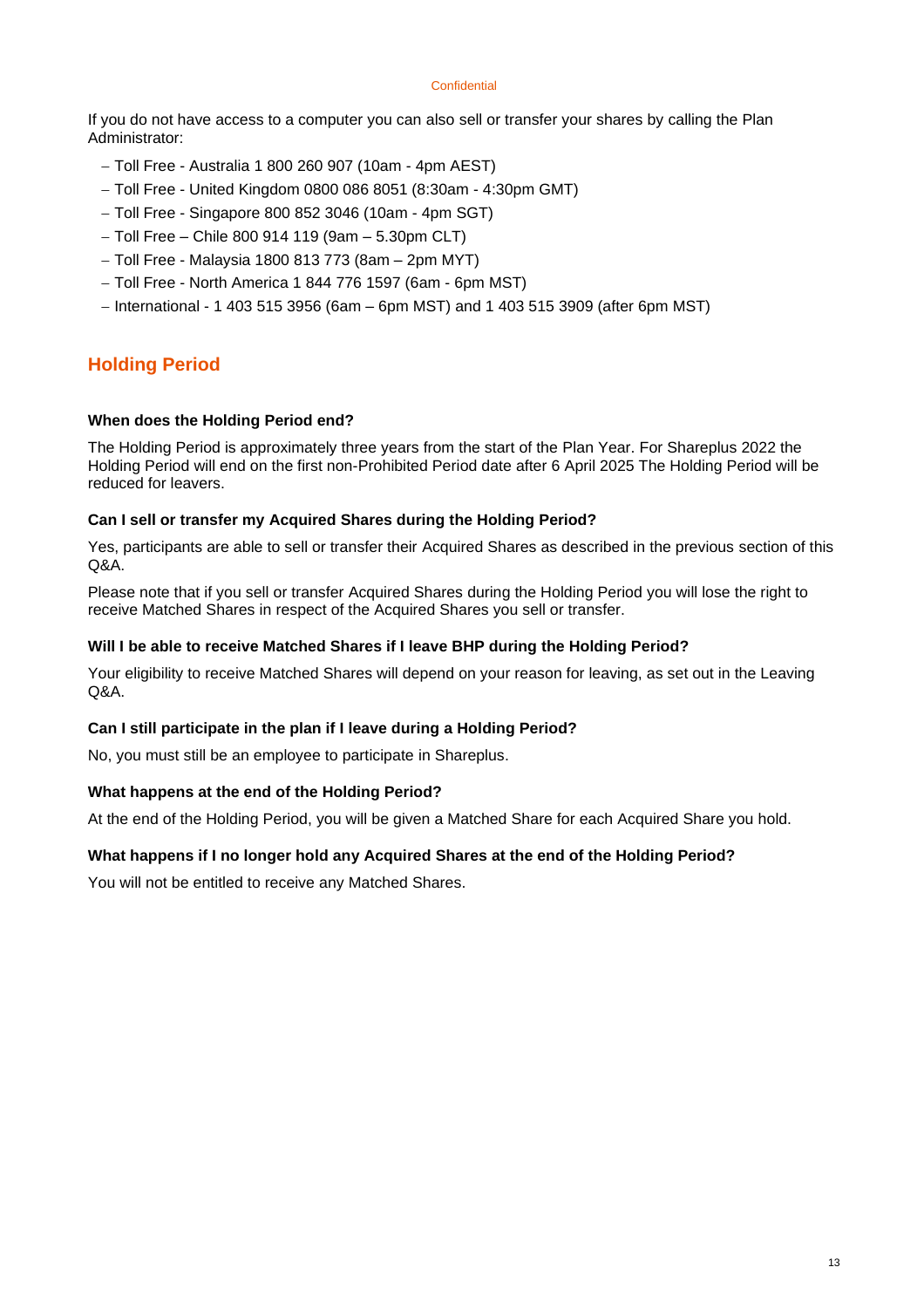If you do not have access to a computer you can also sell or transfer your shares by calling the Plan Administrator:

- Toll Free - Australia 1 800 260 907 (10am - 4pm AEST)
- Toll Free - United Kingdom 0800 086 8051 (8:30am - 4:30pm GMT)
- Toll Free - Singapore 800 852 3046 (10am - 4pm SGT)
- Toll Free – Chile 800 914 119 (9am – 5.30pm CLT)
- Toll Free - Malaysia 1800 813 773 (8am – 2pm MYT)
- Toll Free - North America 1 844 776 1597 (6am - 6pm MST)
- International - 1 403 515 3956 (6am – 6pm MST) and 1 403 515 3909 (after 6pm MST)

## Holding Period

### When does the Holding Period end?

The Holding Period is approximately three years from the start of the Plan Year. For Shareplus 2022 the Holding Period will end on the first non-Prohibited Period date after 6 April 2025 The Holding Period will be reduced for leavers.

### Can I sell or transfer my Acquired Shares during the Holding Period?

Yes, participants are able to sell or transfer their Acquired Shares as described in the previous section of this Q&A.

Please note that if you sell or transfer Acquired Shares during the Holding Period you will lose the right to receive Matched Shares in respect of the Acquired Shares you sell or transfer.

### Will I be able to receive Matched Shares if I leave BHP during the Holding Period?

Your eligibility to receive Matched Shares will depend on your reason for leaving, as set out in the Leaving Q&A.

### Can I still participate in the plan if I leave during a Holding Period?

No, you must still be an employee to participate in Shareplus.

### What happens at the end of the Holding Period?

At the end of the Holding Period, you will be given a Matched Share for each Acquired Share you hold.

### What happens if I no longer hold any Acquired Shares at the end of the Holding Period?

You will not be entitled to receive any Matched Shares.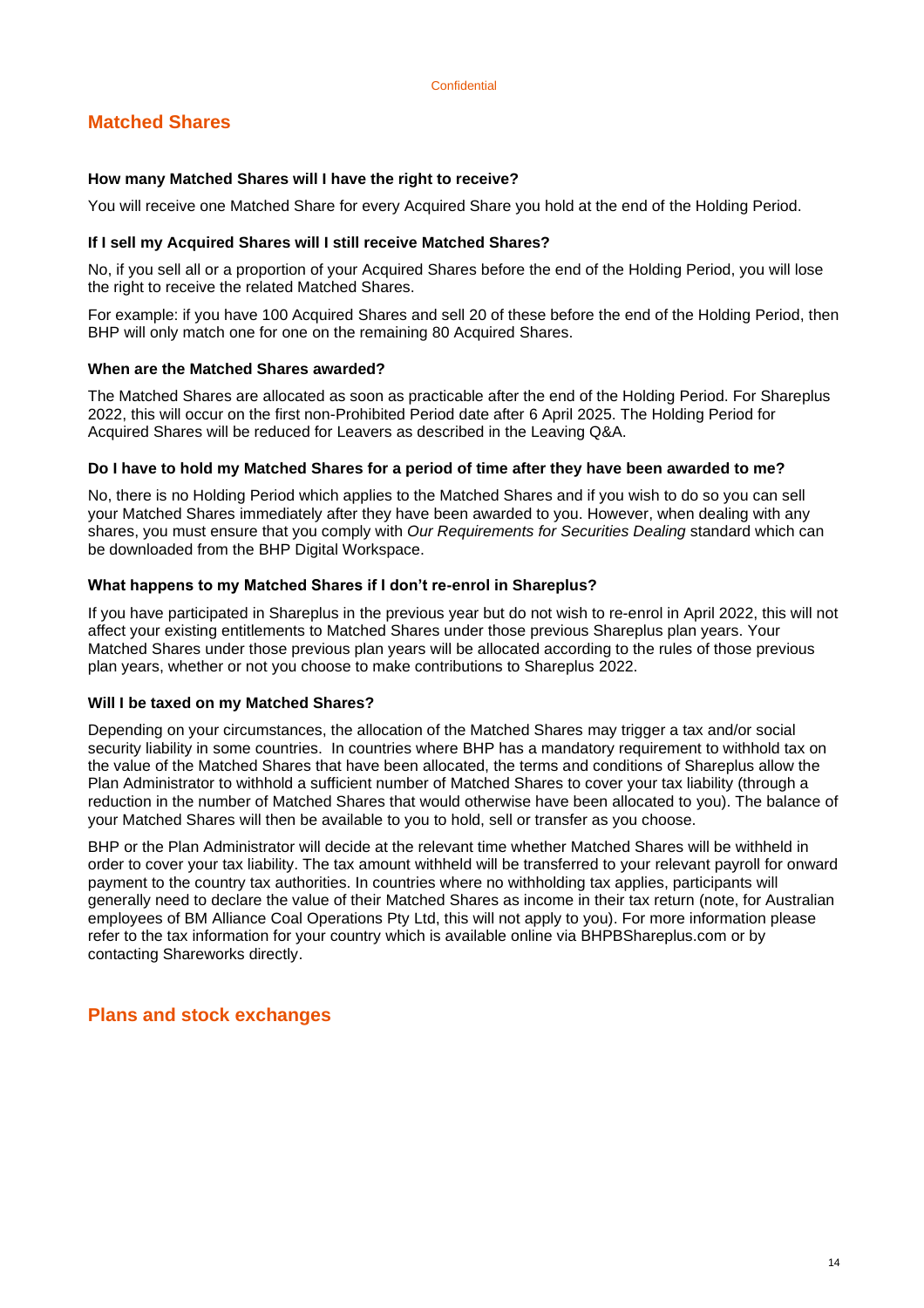## Matched Shares

**How many Matched Shares will I have the right to receive?**

You will receive one Matched Share for every Acquired Share you hold at the end of the Holding Period.

**If I sell my Acquired Shares will I still receive Matched Shares?**

No, if you sell all or a proportion of your Acquired Shares before the end of the Holding Period, you will lose the right to receive the related Matched Shares.

For example: if you have 100 Acquired Shares and sell 20 of these before the end of the Holding Period, then BHP will only match one for one on the remaining 80 Acquired Shares.

**When are the Matched Shares awarded?**

The Matched Shares are allocated as soon as practicable after the end of the Holding Period. For Shareplus 2022, this will occur on the first non-Prohibited Period date after 6 April 2025. The Holding Period for Acquired Shares will be reduced for Leavers as described in the Leaving Q&A.

**Do I have to hold my Matched Shares for a period of time after they have been awarded to me?**

No, there is no Holding Period which applies to the Matched Shares and if you wish to do so you can sell your Matched Shares immediately after they have been awarded to you. However, when dealing with any shares, you must ensure that you comply with *Our Requirements for Securities Dealing* standard which can be downloaded from the BHP Digital Workspace.

**What happens to my Matched Shares if I don't re-enrol in Shareplus?**

If you have participated in Shareplus in the previous year but do not wish to re-enrol in April 2022, this will not affect your existing entitlements to Matched Shares under those previous Shareplus plan years. Your Matched Shares under those previous plan years will be allocated according to the rules of those previous plan years, whether or not you choose to make contributions to Shareplus 2022.

**Will I be taxed on my Matched Shares?**

Depending on your circumstances, the allocation of the Matched Shares may trigger a tax and/or social security liability in some countries. In countries where BHP has a mandatory requirement to withhold tax on the value of the Matched Shares that have been allocated, the terms and conditions of Shareplus allow the Plan Administrator to withhold a sufficient number of Matched Shares to cover your tax liability (through a reduction in the number of Matched Shares that would otherwise have been allocated to you). The balance of your Matched Shares will then be available to you to hold, sell or transfer as you choose.

BHP or the Plan Administrator will decide at the relevant time whether Matched Shares will be withheld in order to cover your tax liability. The tax amount withheld will be transferred to your relevant payroll for onward payment to the country tax authorities. In countries where no withholding tax applies, participants will generally need to declare the value of their Matched Shares as income in their tax return (note, for Australian employees of BM Alliance Coal Operations Pty Ltd, this will not apply to you). For more information please refer to the tax information for your country which is available online via BHPBShareplus.com or by contacting Shareworks directly.

## Plans and stock exchanges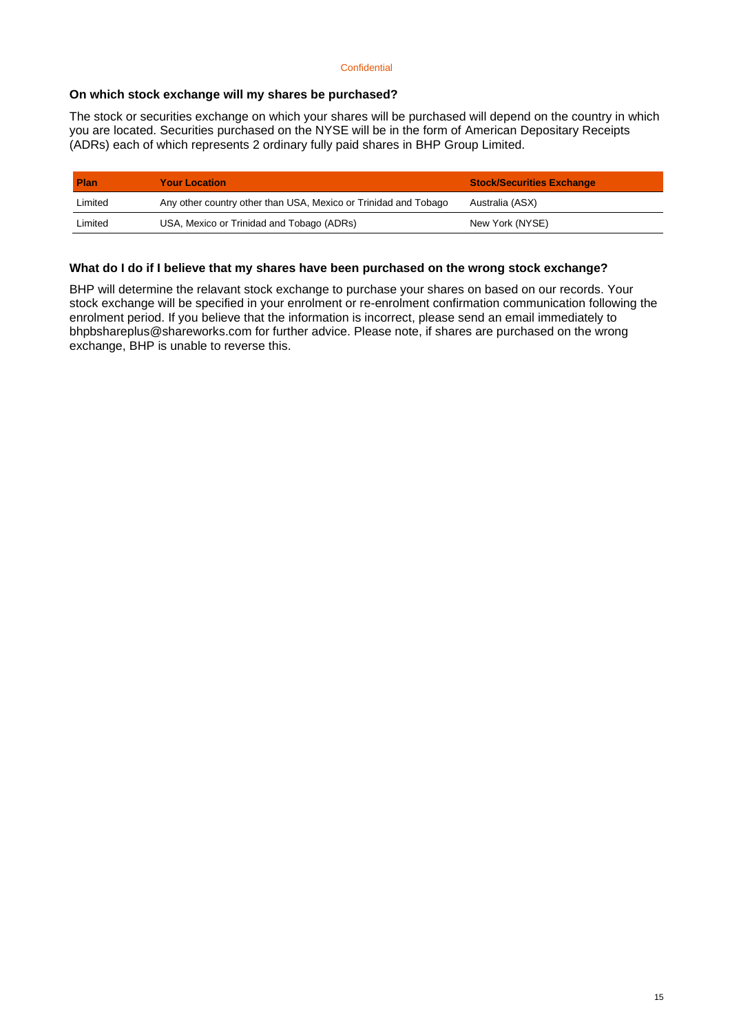### On which stock exchange will my shares be purchased?

The stock or securities exchange on which your shares will be purchased will depend on the country in which you are located. Securities purchased on the NYSE will be in the form of American Depositary Receipts (ADRs) each of which represents 2 ordinary fully paid shares in BHP Group Limited.

| Plan | Your Location | Stock/Securities Exchange |
| --- | --- | --- |
| Limited | Any other country other than USA, Mexico or Trinidad and Tobago | Australia (ASX) |
| Limited | USA, Mexico or Trinidad and Tobago (ADRs) | New York (NYSE) |

### What do I do if I believe that my shares have been purchased on the wrong stock exchange?

BHP will determine the relavant stock exchange to purchase your shares on based on our records. Your stock exchange will be specified in your enrolment or re-enrolment confirmation communication following the enrolment period. If you believe that the information is incorrect, please send an email immediately to bhpbshareplus@shareworks.com for further advice. Please note, if shares are purchased on the wrong exchange, BHP is unable to reverse this.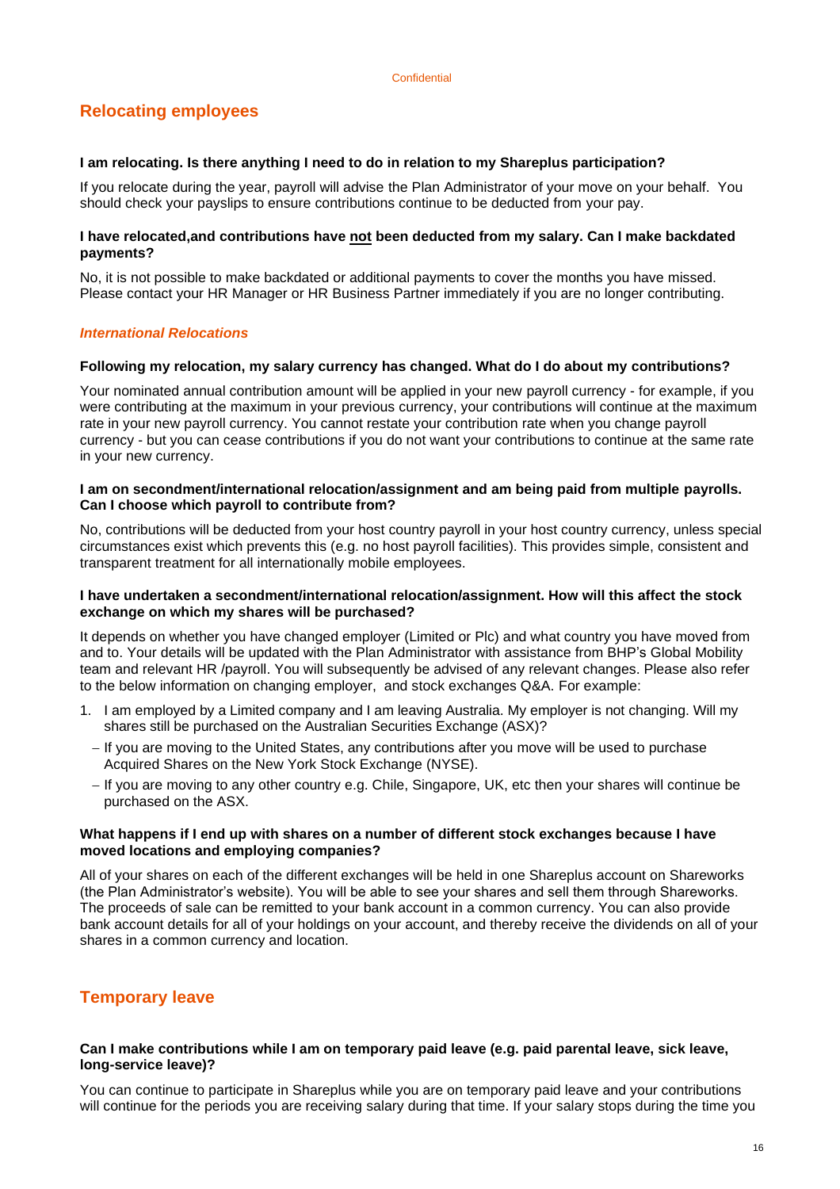## Relocating employees

**I am relocating. Is there anything I need to do in relation to my Shareplus participation?**

If you relocate during the year, payroll will advise the Plan Administrator of your move on your behalf. You should check your payslips to ensure contributions continue to be deducted from your pay.

**I have relocated,and contributions have <u>not</u> been deducted from my salary. Can I make backdated payments?**

No, it is not possible to make backdated or additional payments to cover the months you have missed. Please contact your HR Manager or HR Business Partner immediately if you are no longer contributing.

### *International Relocations*

**Following my relocation, my salary currency has changed. What do I do about my contributions?**

Your nominated annual contribution amount will be applied in your new payroll currency - for example, if you were contributing at the maximum in your previous currency, your contributions will continue at the maximum rate in your new payroll currency. You cannot restate your contribution rate when you change payroll currency - but you can cease contributions if you do not want your contributions to continue at the same rate in your new currency.

**I am on secondment/international relocation/assignment and am being paid from multiple payrolls. Can I choose which payroll to contribute from?**

No, contributions will be deducted from your host country payroll in your host country currency, unless special circumstances exist which prevents this (e.g. no host payroll facilities). This provides simple, consistent and transparent treatment for all internationally mobile employees.

**I have undertaken a secondment/international relocation/assignment. How will this affect the stock exchange on which my shares will be purchased?**

It depends on whether you have changed employer (Limited or Plc) and what country you have moved from and to. Your details will be updated with the Plan Administrator with assistance from BHP's Global Mobility team and relevant HR /payroll. You will subsequently be advised of any relevant changes. Please also refer to the below information on changing employer, and stock exchanges Q&A. For example:

1. I am employed by a Limited company and I am leaving Australia. My employer is not changing. Will my shares still be purchased on the Australian Securities Exchange (ASX)?
   - If you are moving to the United States, any contributions after you move will be used to purchase Acquired Shares on the New York Stock Exchange (NYSE).
   - If you are moving to any other country e.g. Chile, Singapore, UK, etc then your shares will continue be purchased on the ASX.

**What happens if I end up with shares on a number of different stock exchanges because I have moved locations and employing companies?**

All of your shares on each of the different exchanges will be held in one Shareplus account on Shareworks (the Plan Administrator's website). You will be able to see your shares and sell them through Shareworks. The proceeds of sale can be remitted to your bank account in a common currency. You can also provide bank account details for all of your holdings on your account, and thereby receive the dividends on all of your shares in a common currency and location.

## Temporary leave

**Can I make contributions while I am on temporary paid leave (e.g. paid parental leave, sick leave, long-service leave)?**

You can continue to participate in Shareplus while you are on temporary paid leave and your contributions will continue for the periods you are receiving salary during that time. If your salary stops during the time you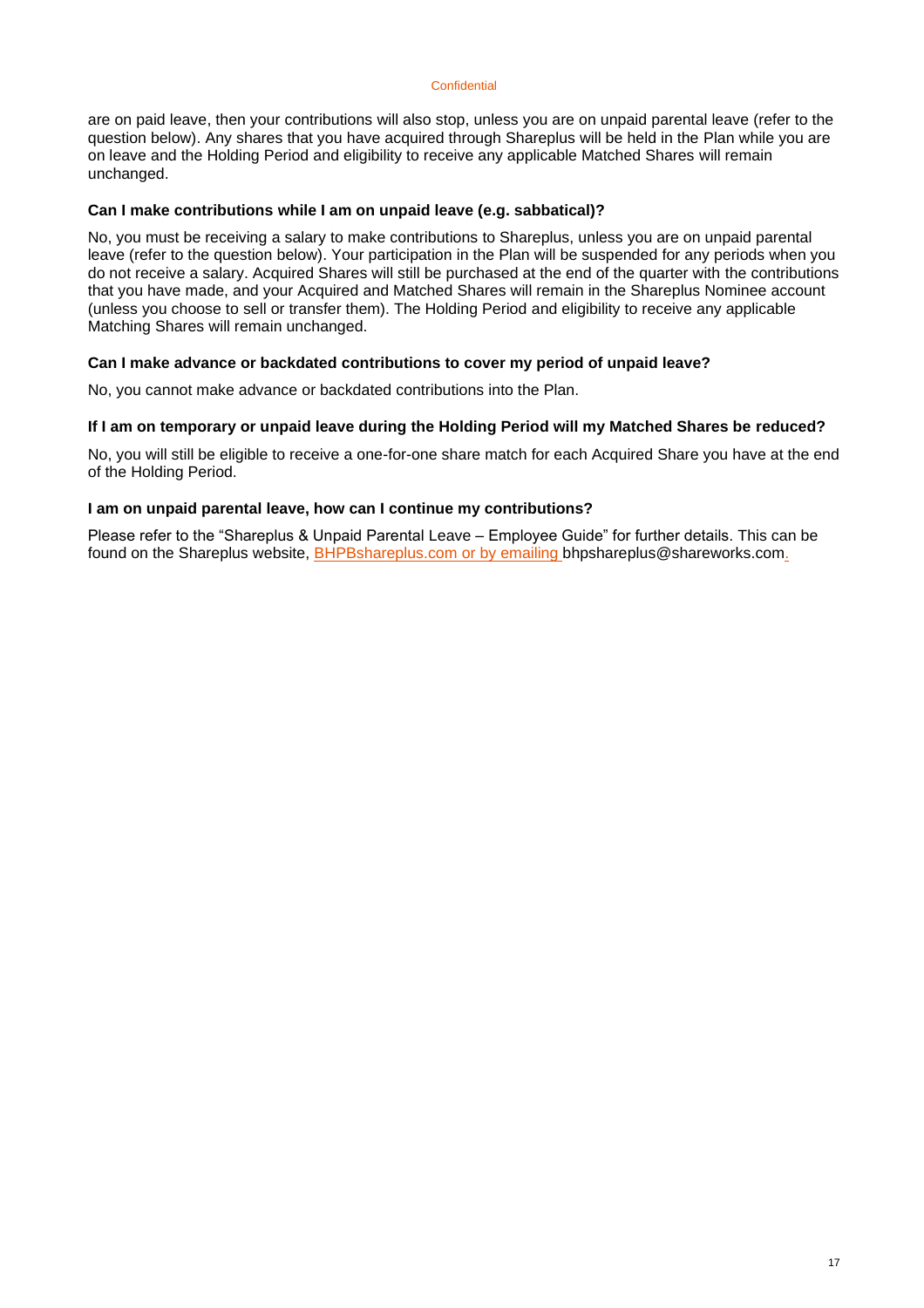are on paid leave, then your contributions will also stop, unless you are on unpaid parental leave (refer to the question below). Any shares that you have acquired through Shareplus will be held in the Plan while you are on leave and the Holding Period and eligibility to receive any applicable Matched Shares will remain unchanged.

**Can I make contributions while I am on unpaid leave (e.g. sabbatical)?**

No, you must be receiving a salary to make contributions to Shareplus, unless you are on unpaid parental leave (refer to the question below). Your participation in the Plan will be suspended for any periods when you do not receive a salary. Acquired Shares will still be purchased at the end of the quarter with the contributions that you have made, and your Acquired and Matched Shares will remain in the Shareplus Nominee account (unless you choose to sell or transfer them). The Holding Period and eligibility to receive any applicable Matching Shares will remain unchanged.

**Can I make advance or backdated contributions to cover my period of unpaid leave?**

No, you cannot make advance or backdated contributions into the Plan.

**If I am on temporary or unpaid leave during the Holding Period will my Matched Shares be reduced?**

No, you will still be eligible to receive a one-for-one share match for each Acquired Share you have at the end of the Holding Period.

**I am on unpaid parental leave, how can I continue my contributions?**

Please refer to the "Shareplus & Unpaid Parental Leave – Employee Guide" for further details. This can be found on the Shareplus website, BHPBshareplus.com or by emailing bhpshareplus@shareworks.com.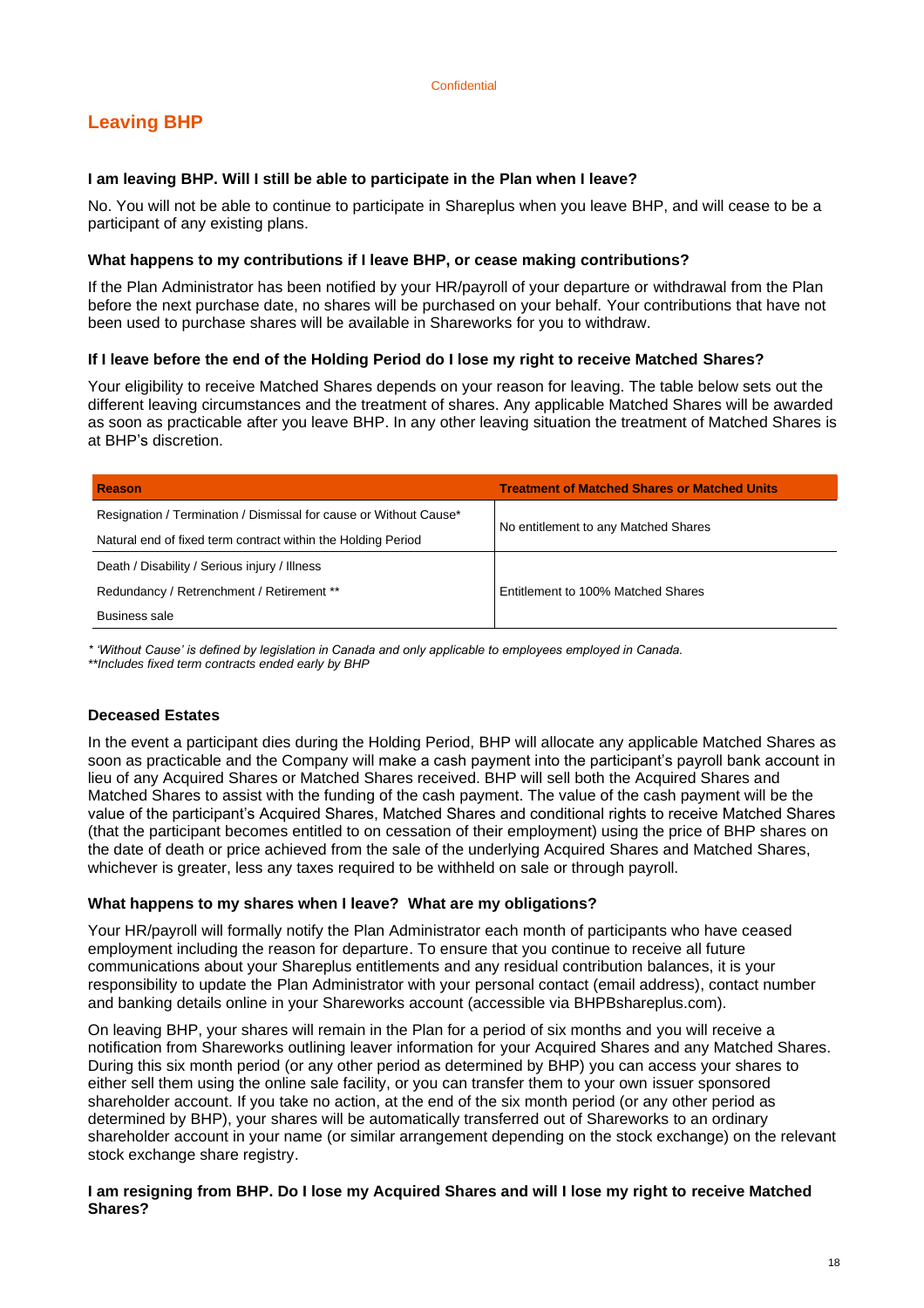## Leaving BHP

**I am leaving BHP. Will I still be able to participate in the Plan when I leave?**

No. You will not be able to continue to participate in Shareplus when you leave BHP, and will cease to be a participant of any existing plans.

**What happens to my contributions if I leave BHP, or cease making contributions?**

If the Plan Administrator has been notified by your HR/payroll of your departure or withdrawal from the Plan before the next purchase date, no shares will be purchased on your behalf. Your contributions that have not been used to purchase shares will be available in Shareworks for you to withdraw.

**If I leave before the end of the Holding Period do I lose my right to receive Matched Shares?**

Your eligibility to receive Matched Shares depends on your reason for leaving. The table below sets out the different leaving circumstances and the treatment of shares. Any applicable Matched Shares will be awarded as soon as practicable after you leave BHP. In any other leaving situation the treatment of Matched Shares is at BHP's discretion.

| Reason | Treatment of Matched Shares or Matched Units |
|---|---|
| Resignation / Termination / Dismissal for cause or Without Cause* | No entitlement to any Matched Shares |
| Natural end of fixed term contract within the Holding Period | |
| Death / Disability / Serious injury / Illness | Entitlement to 100% Matched Shares |
| Redundancy / Retrenchment / Retirement ** | |
| Business sale | |

*\* 'Without Cause' is defined by legislation in Canada and only applicable to employees employed in Canada.*
*\*\*Includes fixed term contracts ended early by BHP*

**Deceased Estates**

In the event a participant dies during the Holding Period, BHP will allocate any applicable Matched Shares as soon as practicable and the Company will make a cash payment into the participant's payroll bank account in lieu of any Acquired Shares or Matched Shares received. BHP will sell both the Acquired Shares and Matched Shares to assist with the funding of the cash payment. The value of the cash payment will be the value of the participant's Acquired Shares, Matched Shares and conditional rights to receive Matched Shares (that the participant becomes entitled to on cessation of their employment) using the price of BHP shares on the date of death or price achieved from the sale of the underlying Acquired Shares and Matched Shares, whichever is greater, less any taxes required to be withheld on sale or through payroll.

**What happens to my shares when I leave? What are my obligations?**

Your HR/payroll will formally notify the Plan Administrator each month of participants who have ceased employment including the reason for departure. To ensure that you continue to receive all future communications about your Shareplus entitlements and any residual contribution balances, it is your responsibility to update the Plan Administrator with your personal contact (email address), contact number and banking details online in your Shareworks account (accessible via BHPBshareplus.com).

On leaving BHP, your shares will remain in the Plan for a period of six months and you will receive a notification from Shareworks outlining leaver information for your Acquired Shares and any Matched Shares. During this six month period (or any other period as determined by BHP) you can access your shares to either sell them using the online sale facility, or you can transfer them to your own issuer sponsored shareholder account. If you take no action, at the end of the six month period (or any other period as determined by BHP), your shares will be automatically transferred out of Shareworks to an ordinary shareholder account in your name (or similar arrangement depending on the stock exchange) on the relevant stock exchange share registry.

**I am resigning from BHP. Do I lose my Acquired Shares and will I lose my right to receive Matched Shares?**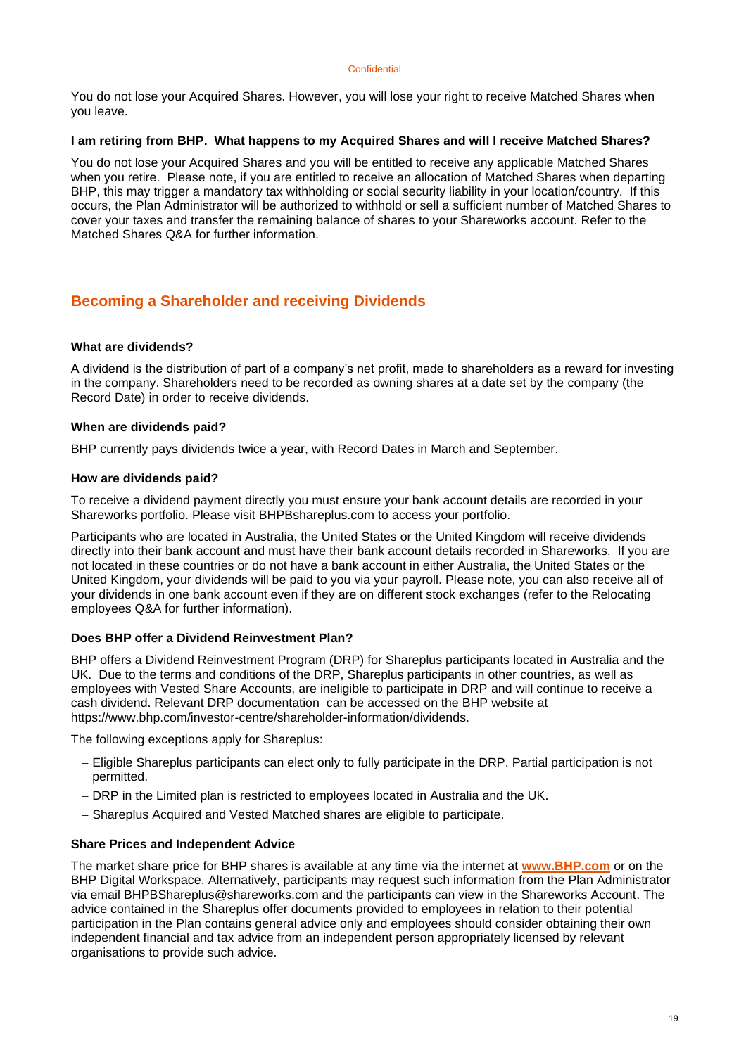You do not lose your Acquired Shares. However, you will lose your right to receive Matched Shares when you leave.

**I am retiring from BHP. What happens to my Acquired Shares and will I receive Matched Shares?**

You do not lose your Acquired Shares and you will be entitled to receive any applicable Matched Shares when you retire. Please note, if you are entitled to receive an allocation of Matched Shares when departing BHP, this may trigger a mandatory tax withholding or social security liability in your location/country. If this occurs, the Plan Administrator will be authorized to withhold or sell a sufficient number of Matched Shares to cover your taxes and transfer the remaining balance of shares to your Shareworks account. Refer to the Matched Shares Q&A for further information.

## Becoming a Shareholder and receiving Dividends

**What are dividends?**

A dividend is the distribution of part of a company's net profit, made to shareholders as a reward for investing in the company. Shareholders need to be recorded as owning shares at a date set by the company (the Record Date) in order to receive dividends.

**When are dividends paid?**

BHP currently pays dividends twice a year, with Record Dates in March and September.

**How are dividends paid?**

To receive a dividend payment directly you must ensure your bank account details are recorded in your Shareworks portfolio. Please visit BHPBshareplus.com to access your portfolio.

Participants who are located in Australia, the United States or the United Kingdom will receive dividends directly into their bank account and must have their bank account details recorded in Shareworks. If you are not located in these countries or do not have a bank account in either Australia, the United States or the United Kingdom, your dividends will be paid to you via your payroll. Please note, you can also receive all of your dividends in one bank account even if they are on different stock exchanges (refer to the Relocating employees Q&A for further information).

**Does BHP offer a Dividend Reinvestment Plan?**

BHP offers a Dividend Reinvestment Program (DRP) for Shareplus participants located in Australia and the UK. Due to the terms and conditions of the DRP, Shareplus participants in other countries, as well as employees with Vested Share Accounts, are ineligible to participate in DRP and will continue to receive a cash dividend. Relevant DRP documentation can be accessed on the BHP website at https://www.bhp.com/investor-centre/shareholder-information/dividends.

The following exceptions apply for Shareplus:

- Eligible Shareplus participants can elect only to fully participate in the DRP. Partial participation is not permitted.
- DRP in the Limited plan is restricted to employees located in Australia and the UK.
- Shareplus Acquired and Vested Matched shares are eligible to participate.

**Share Prices and Independent Advice**

The market share price for BHP shares is available at any time via the internet at **www.BHP.com** or on the BHP Digital Workspace. Alternatively, participants may request such information from the Plan Administrator via email BHPBShareplus@shareworks.com and the participants can view in the Shareworks Account. The advice contained in the Shareplus offer documents provided to employees in relation to their potential participation in the Plan contains general advice only and employees should consider obtaining their own independent financial and tax advice from an independent person appropriately licensed by relevant organisations to provide such advice.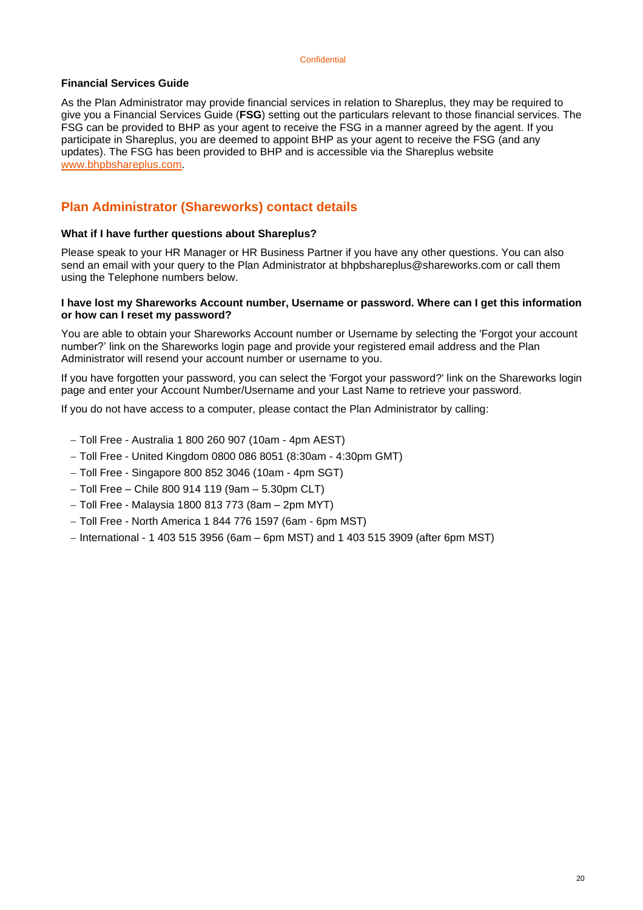### Financial Services Guide

As the Plan Administrator may provide financial services in relation to Shareplus, they may be required to give you a Financial Services Guide (**FSG**) setting out the particulars relevant to those financial services. The FSG can be provided to BHP as your agent to receive the FSG in a manner agreed by the agent. If you participate in Shareplus, you are deemed to appoint BHP as your agent to receive the FSG (and any updates). The FSG has been provided to BHP and is accessible via the Shareplus website [www.bhpbshareplus.com](http://www.bhpbshareplus.com).

## Plan Administrator (Shareworks) contact details

### What if I have further questions about Shareplus?

Please speak to your HR Manager or HR Business Partner if you have any other questions. You can also send an email with your query to the Plan Administrator at bhpbshareplus@shareworks.com or call them using the Telephone numbers below.

### I have lost my Shareworks Account number, Username or password. Where can I get this information or how can I reset my password?

You are able to obtain your Shareworks Account number or Username by selecting the 'Forgot your account number?' link on the Shareworks login page and provide your registered email address and the Plan Administrator will resend your account number or username to you.

If you have forgotten your password, you can select the 'Forgot your password?' link on the Shareworks login page and enter your Account Number/Username and your Last Name to retrieve your password.

If you do not have access to a computer, please contact the Plan Administrator by calling:

- Toll Free - Australia 1 800 260 907 (10am - 4pm AEST)
- Toll Free - United Kingdom 0800 086 8051 (8:30am - 4:30pm GMT)
- Toll Free - Singapore 800 852 3046 (10am - 4pm SGT)
- Toll Free – Chile 800 914 119 (9am – 5.30pm CLT)
- Toll Free - Malaysia 1800 813 773 (8am – 2pm MYT)
- Toll Free - North America 1 844 776 1597 (6am - 6pm MST)
- International - 1 403 515 3956 (6am – 6pm MST) and 1 403 515 3909 (after 6pm MST)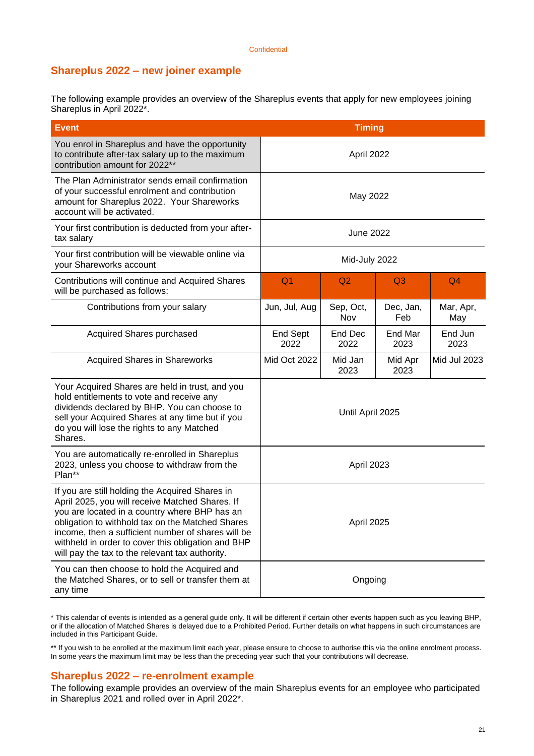Confidential

## Shareplus 2022 – new joiner example

The following example provides an overview of the Shareplus events that apply for new employees joining Shareplus in April 2022*.

| Event | Timing | | | |
|---|---|---|---|---|
| You enrol in Shareplus and have the opportunity to contribute after-tax salary up to the maximum contribution amount for 2022** | April 2022 | | | |
| The Plan Administrator sends email confirmation of your successful enrolment and contribution amount for Shareplus 2022. Your Shareworks account will be activated. | May 2022 | | | |
| Your first contribution is deducted from your after-tax salary | June 2022 | | | |
| Your first contribution will be viewable online via your Shareworks account | Mid-July 2022 | | | |
| Contributions will continue and Acquired Shares will be purchased as follows: | Q1 | Q2 | Q3 | Q4 |
| Contributions from your salary | Jun, Jul, Aug | Sep, Oct, Nov | Dec, Jan, Feb | Mar, Apr, May |
| Acquired Shares purchased | End Sept 2022 | End Dec 2022 | End Mar 2023 | End Jun 2023 |
| Acquired Shares in Shareworks | Mid Oct 2022 | Mid Jan 2023 | Mid Apr 2023 | Mid Jul 2023 |
| Your Acquired Shares are held in trust, and you hold entitlements to vote and receive any dividends declared by BHP. You can choose to sell your Acquired Shares at any time but if you do you will lose the rights to any Matched Shares. | Until April 2025 | | | |
| You are automatically re-enrolled in Shareplus 2023, unless you choose to withdraw from the Plan** | April 2023 | | | |
| If you are still holding the Acquired Shares in April 2025, you will receive Matched Shares. If you are located in a country where BHP has an obligation to withhold tax on the Matched Shares income, then a sufficient number of shares will be withheld in order to cover this obligation and BHP will pay the tax to the relevant tax authority. | April 2025 | | | |
| You can then choose to hold the Acquired and the Matched Shares, or to sell or transfer them at any time | Ongoing | | | |

* This calendar of events is intended as a general guide only. It will be different if certain other events happen such as you leaving BHP, or if the allocation of Matched Shares is delayed due to a Prohibited Period. Further details on what happens in such circumstances are included in this Participant Guide.

** If you wish to be enrolled at the maximum limit each year, please ensure to choose to authorise this via the online enrolment process. In some years the maximum limit may be less than the preceding year such that your contributions will decrease.

## Shareplus 2022 – re-enrolment example

The following example provides an overview of the main Shareplus events for an employee who participated in Shareplus 2021 and rolled over in April 2022*.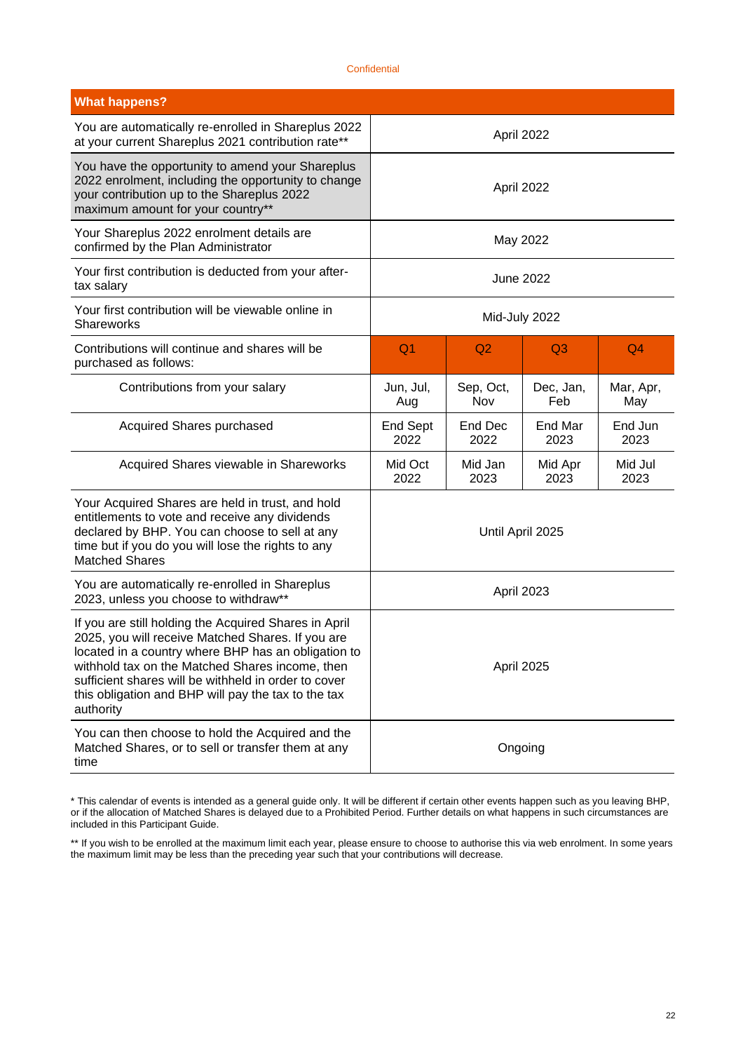| What happens? | | | | |
|---|---|---|---|---|
| You are automatically re-enrolled in Shareplus 2022 at your current Shareplus 2021 contribution rate** | April 2022 | | | |
| You have the opportunity to amend your Shareplus 2022 enrolment, including the opportunity to change your contribution up to the Shareplus 2022 maximum amount for your country** | April 2022 | | | |
| Your Shareplus 2022 enrolment details are confirmed by the Plan Administrator | May 2022 | | | |
| Your first contribution is deducted from your after-tax salary | June 2022 | | | |
| Your first contribution will be viewable online in Shareworks | Mid-July 2022 | | | |
| Contributions will continue and shares will be purchased as follows: | Q1 | Q2 | Q3 | Q4 |
| Contributions from your salary | Jun, Jul, Aug | Sep, Oct, Nov | Dec, Jan, Feb | Mar, Apr, May |
| Acquired Shares purchased | End Sept 2022 | End Dec 2022 | End Mar 2023 | End Jun 2023 |
| Acquired Shares viewable in Shareworks | Mid Oct 2022 | Mid Jan 2023 | Mid Apr 2023 | Mid Jul 2023 |
| Your Acquired Shares are held in trust, and hold entitlements to vote and receive any dividends declared by BHP. You can choose to sell at any time but if you do you will lose the rights to any Matched Shares | Until April 2025 | | | |
| You are automatically re-enrolled in Shareplus 2023, unless you choose to withdraw** | April 2023 | | | |
| If you are still holding the Acquired Shares in April 2025, you will receive Matched Shares. If you are located in a country where BHP has an obligation to withhold tax on the Matched Shares income, then sufficient shares will be withheld in order to cover this obligation and BHP will pay the tax to the tax authority | April 2025 | | | |
| You can then choose to hold the Acquired and the Matched Shares, or to sell or transfer them at any time | Ongoing | | | |

* This calendar of events is intended as a general guide only. It will be different if certain other events happen such as you leaving BHP, or if the allocation of Matched Shares is delayed due to a Prohibited Period. Further details on what happens in such circumstances are included in this Participant Guide.

** If you wish to be enrolled at the maximum limit each year, please ensure to choose to authorise this via web enrolment. In some years the maximum limit may be less than the preceding year such that your contributions will decrease.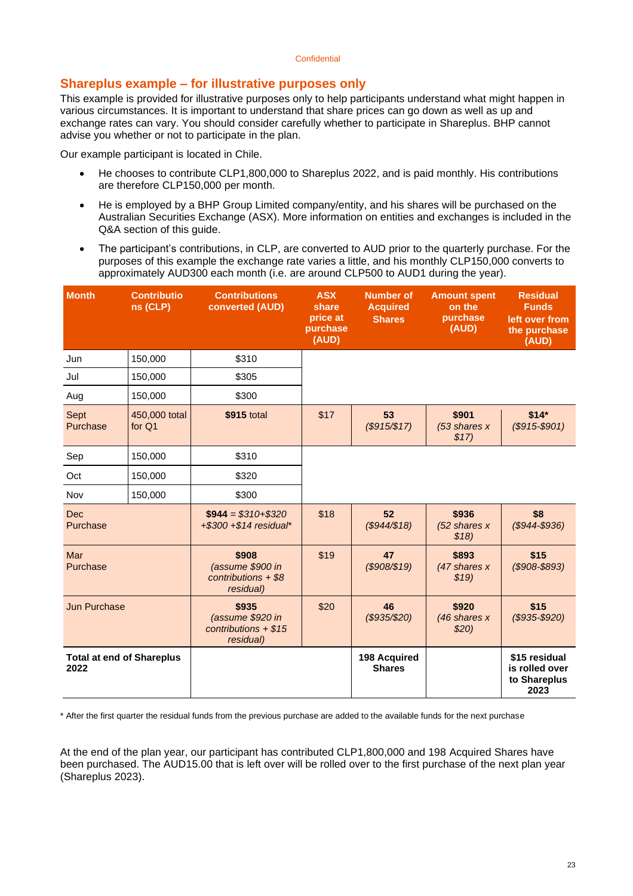Confidential

## Shareplus example – for illustrative purposes only

This example is provided for illustrative purposes only to help participants understand what might happen in various circumstances. It is important to understand that share prices can go down as well as up and exchange rates can vary. You should consider carefully whether to participate in Shareplus. BHP cannot advise you whether or not to participate in the plan.

Our example participant is located in Chile.

- He chooses to contribute CLP1,800,000 to Shareplus 2022, and is paid monthly. His contributions are therefore CLP150,000 per month.
- He is employed by a BHP Group Limited company/entity, and his shares will be purchased on the Australian Securities Exchange (ASX). More information on entities and exchanges is included in the Q&A section of this guide.
- The participant's contributions, in CLP, are converted to AUD prior to the quarterly purchase. For the purposes of this example the exchange rate varies a little, and his monthly CLP150,000 converts to approximately AUD300 each month (i.e. are around CLP500 to AUD1 during the year).

| Month | Contributions (CLP) | Contributions converted (AUD) | ASX share price at purchase (AUD) | Number of Acquired Shares | Amount spent on the purchase (AUD) | Residual Funds left over from the purchase (AUD) |
|---|---|---|---|---|---|---|
| Jun | 150,000 | $310 | | | | |
| Jul | 150,000 | $305 | | | | |
| Aug | 150,000 | $300 | | | | |
| Sept Purchase | 450,000 total for Q1 | **$915 total** | $17 | **53** *($915/$17)* | **$901** *(53 shares x $17)* | **$14*** *($915-$901)* |
| Sep | 150,000 | $310 | | | | |
| Oct | 150,000 | $320 | | | | |
| Nov | 150,000 | $300 | | | | |
| Dec Purchase | | **$944** = *$310+$320 +$300 +$14 residual** | $18 | **52** *($944/$18)* | **$936** *(52 shares x $18)* | **$8** *($944-$936)* |
| Mar Purchase | | **$908** *(assume $900 in contributions + $8 residual)* | $19 | **47** *($908/$19)* | **$893** *(47 shares x $19)* | **$15** *($908-$893)* |
| Jun Purchase | | **$935** *(assume $920 in contributions + $15 residual)* | $20 | **46** *($935/$20)* | **$920** *(46 shares x $20)* | **$15** *($935-$920)* |
| **Total at end of Shareplus 2022** | | | | **198 Acquired Shares** | | **$15 residual is rolled over to Shareplus 2023** |

\* After the first quarter the residual funds from the previous purchase are added to the available funds for the next purchase

At the end of the plan year, our participant has contributed CLP1,800,000 and 198 Acquired Shares have been purchased. The AUD15.00 that is left over will be rolled over to the first purchase of the next plan year (Shareplus 2023).